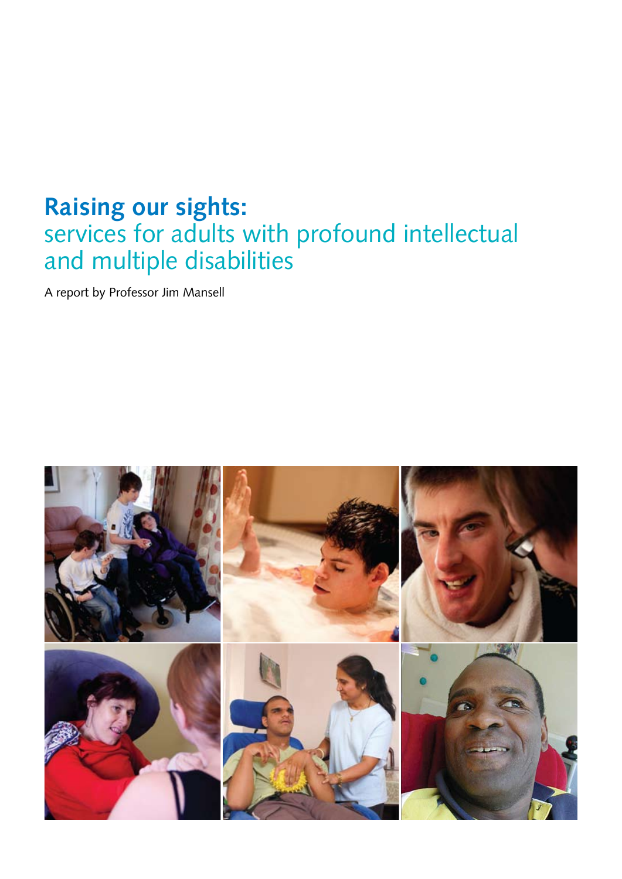# Raising our sights:
## services for adults with profound intellectual and multiple disabilities

A report by Professor Jim Mansell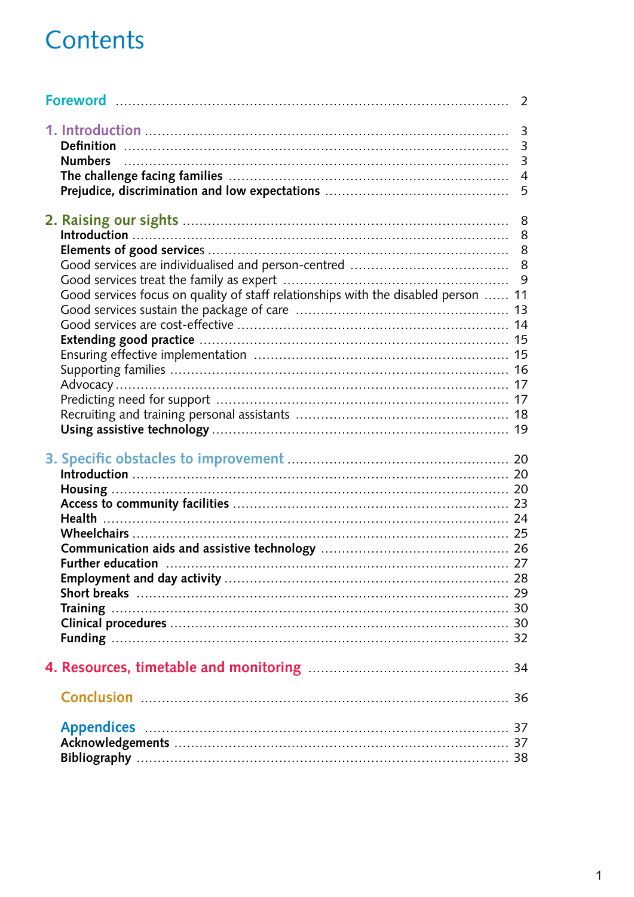# Contents

| | |
|---|---|
| **Foreword** | 2 |
| **1. Introduction** | 3 |
| **Definition** | 3 |
| **Numbers** | 3 |
| **The challenge facing families** | 4 |
| **Prejudice, discrimination and low expectations** | 5 |
| **2. Raising our sights** | 8 |
| **Introduction** | 8 |
| **Elements of good services** | 8 |
| Good services are individualised and person-centred | 8 |
| Good services treat the family as expert | 9 |
| Good services focus on quality of staff relationships with the disabled person | 11 |
| Good services sustain the package of care | 13 |
| Good services are cost-effective | 14 |
| **Extending good practice** | 15 |
| Ensuring effective implementation | 15 |
| Supporting families | 16 |
| Advocacy | 17 |
| Predicting need for support | 17 |
| Recruiting and training personal assistants | 18 |
| **Using assistive technology** | 19 |
| **3. Specific obstacles to improvement** | 20 |
| **Introduction** | 20 |
| **Housing** | 20 |
| **Access to community facilities** | 23 |
| **Health** | 24 |
| **Wheelchairs** | 25 |
| **Communication aids and assistive technology** | 26 |
| **Further education** | 27 |
| **Employment and day activity** | 28 |
| **Short breaks** | 29 |
| **Training** | 30 |
| **Clinical procedures** | 30 |
| **Funding** | 32 |
| **4. Resources, timetable and monitoring** | 34 |
| **Conclusion** | 36 |
| **Appendices** | 37 |
| **Acknowledgements** | 37 |
| **Bibliography** | 38 |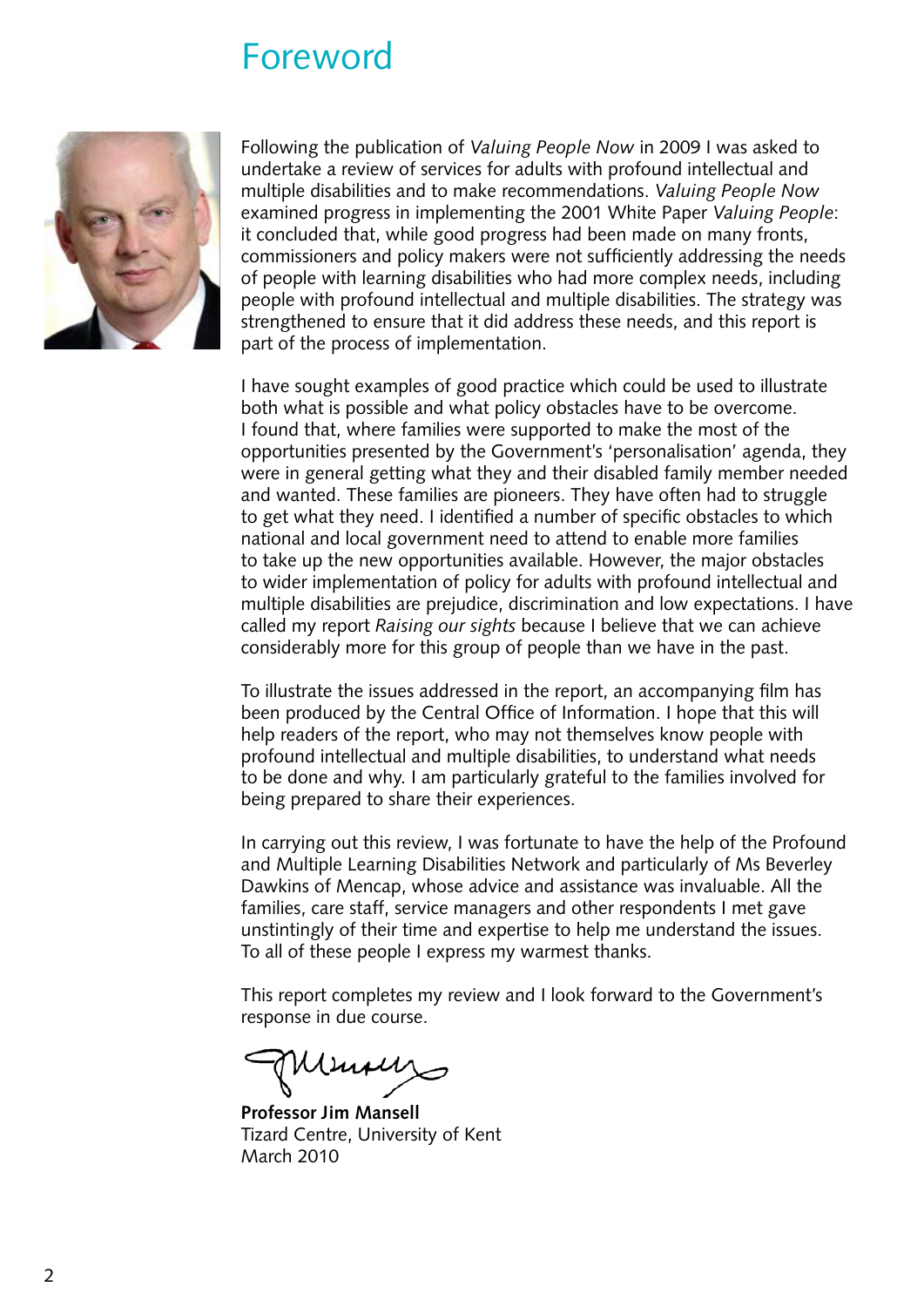# Foreword

Following the publication of *Valuing People Now* in 2009 I was asked to undertake a review of services for adults with profound intellectual and multiple disabilities and to make recommendations. *Valuing People Now* examined progress in implementing the 2001 White Paper *Valuing People*: it concluded that, while good progress had been made on many fronts, commissioners and policy makers were not sufficiently addressing the needs of people with learning disabilities who had more complex needs, including people with profound intellectual and multiple disabilities. The strategy was strengthened to ensure that it did address these needs, and this report is part of the process of implementation.

I have sought examples of good practice which could be used to illustrate both what is possible and what policy obstacles have to be overcome. I found that, where families were supported to make the most of the opportunities presented by the Government's 'personalisation' agenda, they were in general getting what they and their disabled family member needed and wanted. These families are pioneers. They have often had to struggle to get what they need. I identified a number of specific obstacles to which national and local government need to attend to enable more families to take up the new opportunities available. However, the major obstacles to wider implementation of policy for adults with profound intellectual and multiple disabilities are prejudice, discrimination and low expectations. I have called my report *Raising our sights* because I believe that we can achieve considerably more for this group of people than we have in the past.

To illustrate the issues addressed in the report, an accompanying film has been produced by the Central Office of Information. I hope that this will help readers of the report, who may not themselves know people with profound intellectual and multiple disabilities, to understand what needs to be done and why. I am particularly grateful to the families involved for being prepared to share their experiences.

In carrying out this review, I was fortunate to have the help of the Profound and Multiple Learning Disabilities Network and particularly of Ms Beverley Dawkins of Mencap, whose advice and assistance was invaluable. All the families, care staff, service managers and other respondents I met gave unstintingly of their time and expertise to help me understand the issues. To all of these people I express my warmest thanks.

This report completes my review and I look forward to the Government's response in due course.

**Professor Jim Mansell**
Tizard Centre, University of Kent
March 2010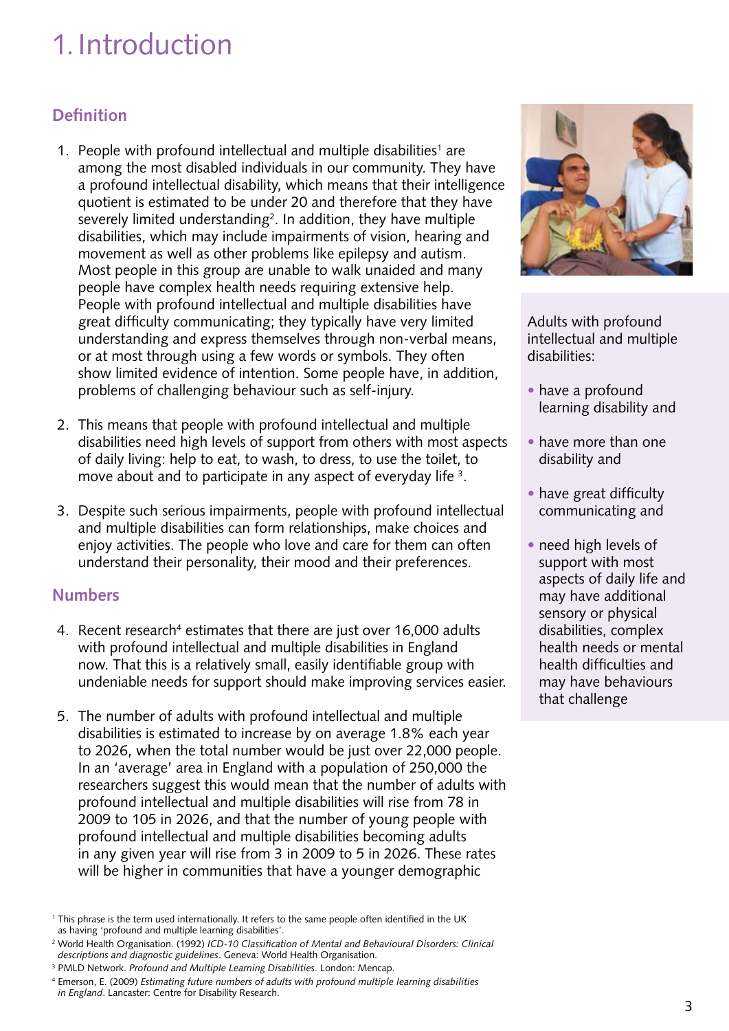# 1. Introduction

## Definition

1. People with profound intellectual and multiple disabilities[1] are among the most disabled individuals in our community. They have a profound intellectual disability, which means that their intelligence quotient is estimated to be under 20 and therefore that they have severely limited understanding[2]. In addition, they have multiple disabilities, which may include impairments of vision, hearing and movement as well as other problems like epilepsy and autism. Most people in this group are unable to walk unaided and many people have complex health needs requiring extensive help. People with profound intellectual and multiple disabilities have great difficulty communicating; they typically have very limited understanding and express themselves through non-verbal means, or at most through using a few words or symbols. They often show limited evidence of intention. Some people have, in addition, problems of challenging behaviour such as self-injury.

2. This means that people with profound intellectual and multiple disabilities need high levels of support from others with most aspects of daily living: help to eat, to wash, to dress, to use the toilet, to move about and to participate in any aspect of everyday life [3].

3. Despite such serious impairments, people with profound intellectual and multiple disabilities can form relationships, make choices and enjoy activities. The people who love and care for them can often understand their personality, their mood and their preferences.

Adults with profound intellectual and multiple disabilities:

- have a profound learning disability and
- have more than one disability and
- have great difficulty communicating and
- need high levels of support with most aspects of daily life and may have additional sensory or physical disabilities, complex health needs or mental health difficulties and may have behaviours that challenge

## Numbers

4. Recent research[4] estimates that there are just over 16,000 adults with profound intellectual and multiple disabilities in England now. That this is a relatively small, easily identifiable group with undeniable needs for support should make improving services easier.

5. The number of adults with profound intellectual and multiple disabilities is estimated to increase by on average 1.8% each year to 2026, when the total number would be just over 22,000 people. In an 'average' area in England with a population of 250,000 the researchers suggest this would mean that the number of adults with profound intellectual and multiple disabilities will rise from 78 in 2009 to 105 in 2026, and that the number of young people with profound intellectual and multiple disabilities becoming adults in any given year will rise from 3 in 2009 to 5 in 2026. These rates will be higher in communities that have a younger demographic

---

[1] This phrase is the term used internationally. It refers to the same people often identified in the UK as having 'profound and multiple learning disabilities'.

[2] World Health Organisation. (1992) *ICD-10 Classification of Mental and Behavioural Disorders: Clinical descriptions and diagnostic guidelines*. Geneva: World Health Organisation.

[3] PMLD Network. *Profound and Multiple Learning Disabilities*. London: Mencap.

[4] Emerson, E. (2009) *Estimating future numbers of adults with profound multiple learning disabilities in England*. Lancaster: Centre for Disability Research.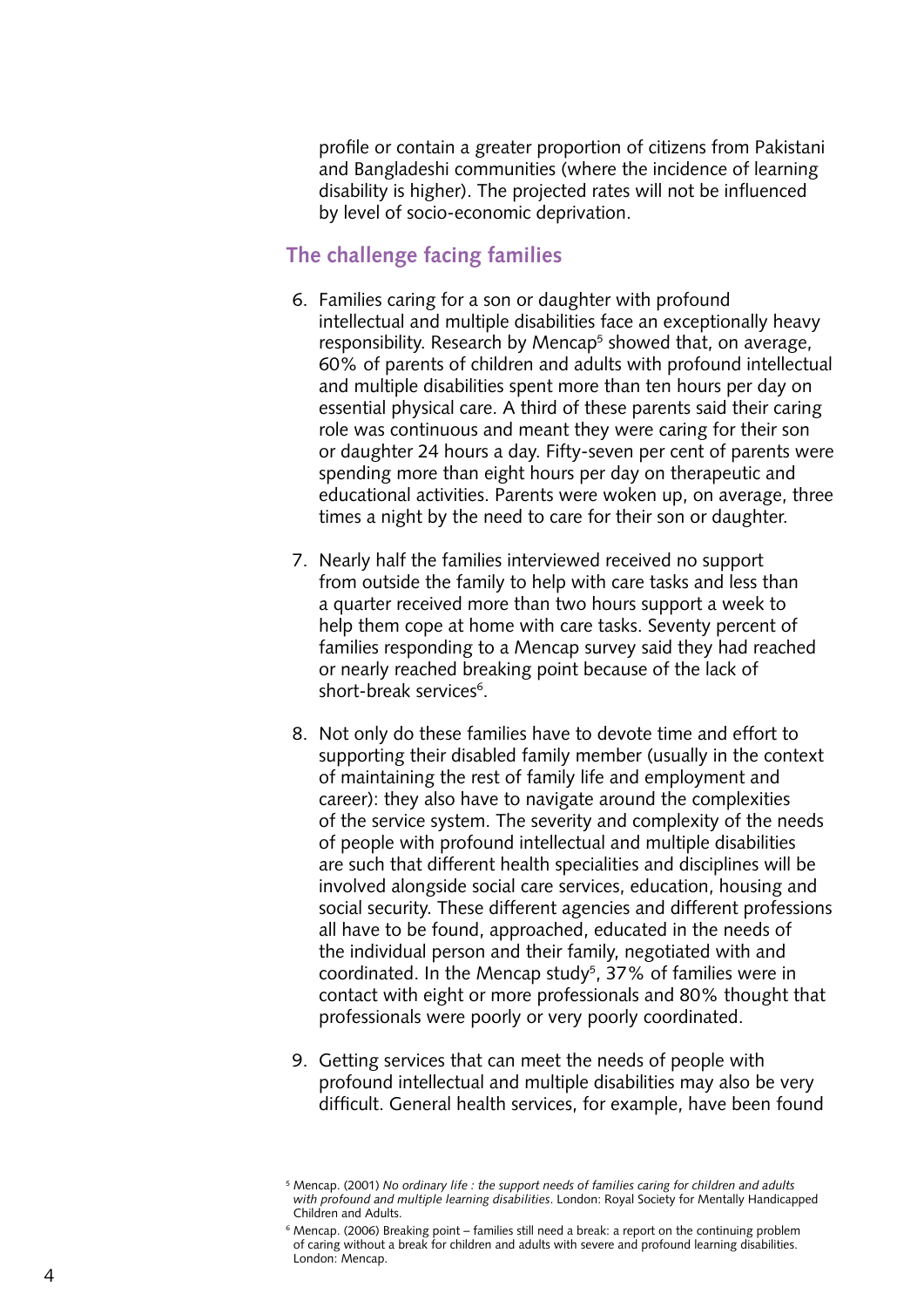profile or contain a greater proportion of citizens from Pakistani and Bangladeshi communities (where the incidence of learning disability is higher). The projected rates will not be influenced by level of socio-economic deprivation.

## The challenge facing families

6. Families caring for a son or daughter with profound intellectual and multiple disabilities face an exceptionally heavy responsibility. Research by Mencap[5] showed that, on average, 60% of parents of children and adults with profound intellectual and multiple disabilities spent more than ten hours per day on essential physical care. A third of these parents said their caring role was continuous and meant they were caring for their son or daughter 24 hours a day. Fifty-seven per cent of parents were spending more than eight hours per day on therapeutic and educational activities. Parents were woken up, on average, three times a night by the need to care for their son or daughter.

7. Nearly half the families interviewed received no support from outside the family to help with care tasks and less than a quarter received more than two hours support a week to help them cope at home with care tasks. Seventy percent of families responding to a Mencap survey said they had reached or nearly reached breaking point because of the lack of short-break services[6].

8. Not only do these families have to devote time and effort to supporting their disabled family member (usually in the context of maintaining the rest of family life and employment and career): they also have to navigate around the complexities of the service system. The severity and complexity of the needs of people with profound intellectual and multiple disabilities are such that different health specialities and disciplines will be involved alongside social care services, education, housing and social security. These different agencies and different professions all have to be found, approached, educated in the needs of the individual person and their family, negotiated with and coordinated. In the Mencap study[5], 37% of families were in contact with eight or more professionals and 80% thought that professionals were poorly or very poorly coordinated.

9. Getting services that can meet the needs of people with profound intellectual and multiple disabilities may also be very difficult. General health services, for example, have been found

---

[5] Mencap. (2001) *No ordinary life : the support needs of families caring for children and adults with profound and multiple learning disabilities*. London: Royal Society for Mentally Handicapped Children and Adults.

[6] Mencap. (2006) Breaking point – families still need a break: a report on the continuing problem of caring without a break for children and adults with severe and profound learning disabilities. London: Mencap.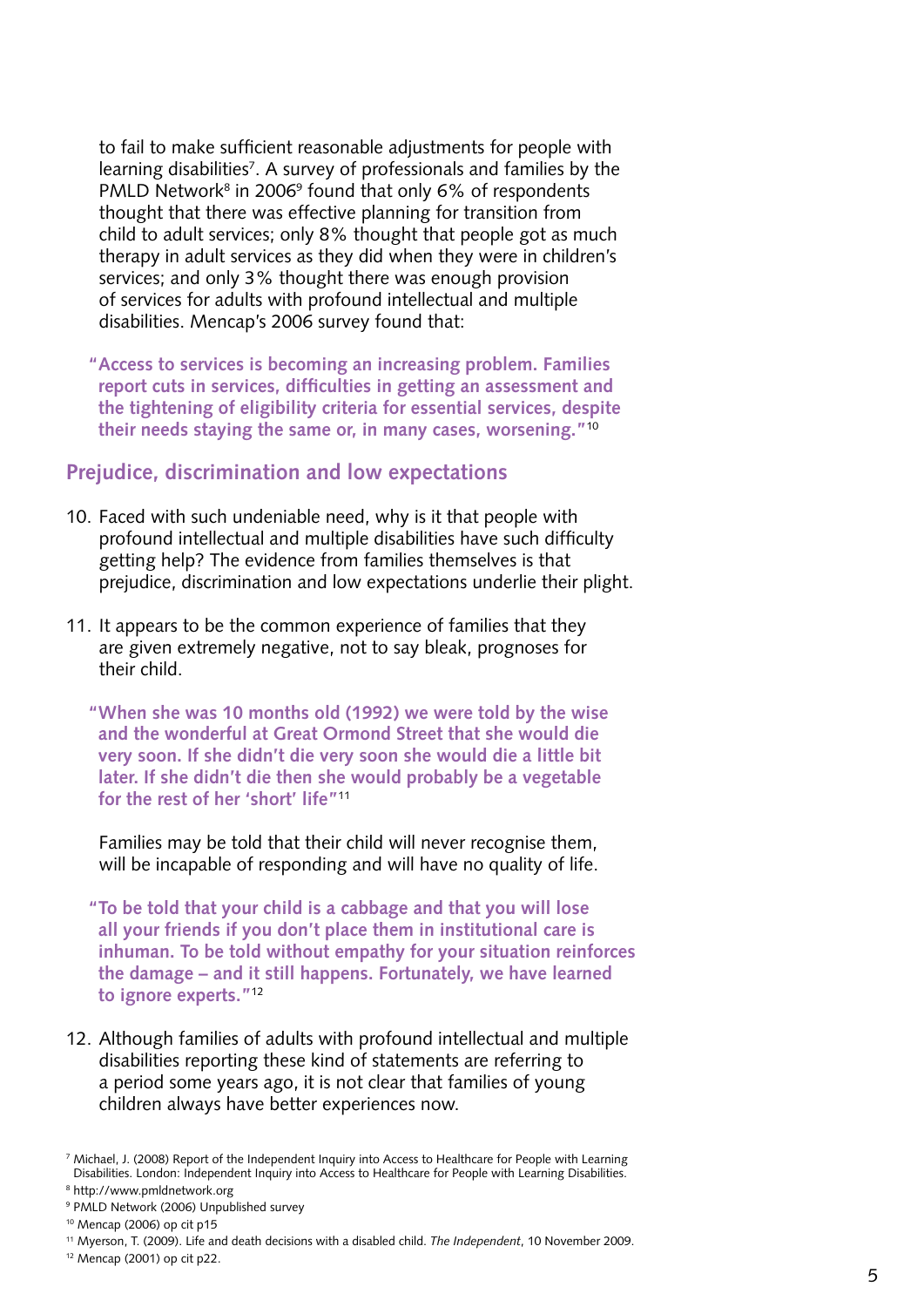to fail to make sufficient reasonable adjustments for people with learning disabilities[7]. A survey of professionals and families by the PMLD Network[8] in 2006[9] found that only 6% of respondents thought that there was effective planning for transition from child to adult services; only 8% thought that people got as much therapy in adult services as they did when they were in children's services; and only 3% thought there was enough provision of services for adults with profound intellectual and multiple disabilities. Mencap's 2006 survey found that:

> **"Access to services is becoming an increasing problem. Families report cuts in services, difficulties in getting an assessment and the tightening of eligibility criteria for essential services, despite their needs staying the same or, in many cases, worsening."**[10]

## Prejudice, discrimination and low expectations

10. Faced with such undeniable need, why is it that people with profound intellectual and multiple disabilities have such difficulty getting help? The evidence from families themselves is that prejudice, discrimination and low expectations underlie their plight.

11. It appears to be the common experience of families that they are given extremely negative, not to say bleak, prognoses for their child.

    > **"When she was 10 months old (1992) we were told by the wise and the wonderful at Great Ormond Street that she would die very soon. If she didn't die very soon she would die a little bit later. If she didn't die then she would probably be a vegetable for the rest of her 'short' life"**[11]

    Families may be told that their child will never recognise them, will be incapable of responding and will have no quality of life.

    > **"To be told that your child is a cabbage and that you will lose all your friends if you don't place them in institutional care is inhuman. To be told without empathy for your situation reinforces the damage – and it still happens. Fortunately, we have learned to ignore experts."**[12]

12. Although families of adults with profound intellectual and multiple disabilities reporting these kind of statements are referring to a period some years ago, it is not clear that families of young children always have better experiences now.

---

[7] Michael, J. (2008) Report of the Independent Inquiry into Access to Healthcare for People with Learning Disabilities. London: Independent Inquiry into Access to Healthcare for People with Learning Disabilities.

[8] http://www.pmldnetwork.org

[9] PMLD Network (2006) Unpublished survey

[10] Mencap (2006) op cit p15

[11] Myerson, T. (2009). Life and death decisions with a disabled child. *The Independent*, 10 November 2009.

[12] Mencap (2001) op cit p22.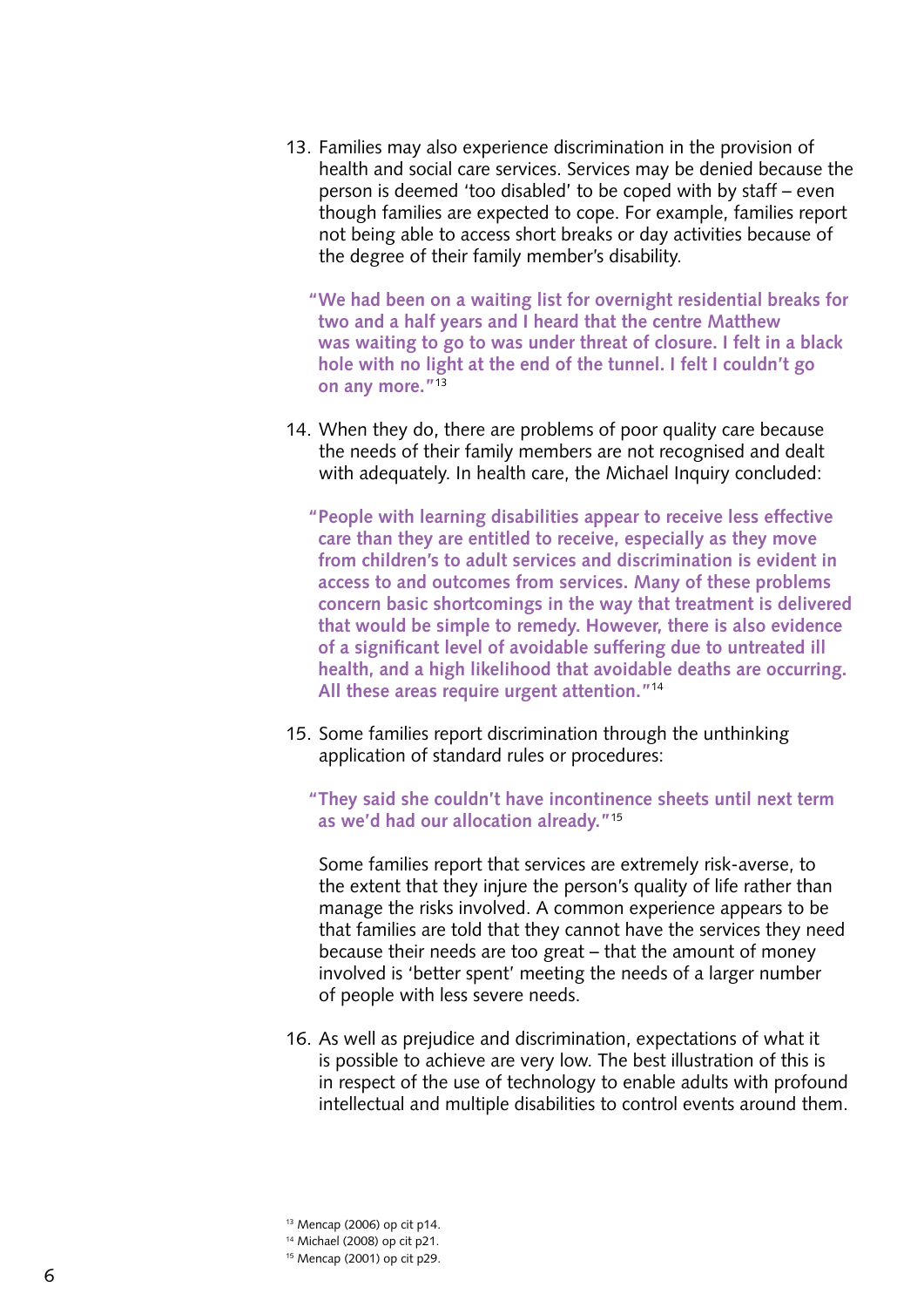13. Families may also experience discrimination in the provision of health and social care services. Services may be denied because the person is deemed 'too disabled' to be coped with by staff – even though families are expected to cope. For example, families report not being able to access short breaks or day activities because of the degree of their family member's disability.

    **"We had been on a waiting list for overnight residential breaks for two and a half years and I heard that the centre Matthew was waiting to go to was under threat of closure. I felt in a black hole with no light at the end of the tunnel. I felt I couldn't go on any more."**[13]

14. When they do, there are problems of poor quality care because the needs of their family members are not recognised and dealt with adequately. In health care, the Michael Inquiry concluded:

    **"People with learning disabilities appear to receive less effective care than they are entitled to receive, especially as they move from children's to adult services and discrimination is evident in access to and outcomes from services. Many of these problems concern basic shortcomings in the way that treatment is delivered that would be simple to remedy. However, there is also evidence of a significant level of avoidable suffering due to untreated ill health, and a high likelihood that avoidable deaths are occurring. All these areas require urgent attention."**[14]

15. Some families report discrimination through the unthinking application of standard rules or procedures:

    **"They said she couldn't have incontinence sheets until next term as we'd had our allocation already."**[15]

    Some families report that services are extremely risk-averse, to the extent that they injure the person's quality of life rather than manage the risks involved. A common experience appears to be that families are told that they cannot have the services they need because their needs are too great – that the amount of money involved is 'better spent' meeting the needs of a larger number of people with less severe needs.

16. As well as prejudice and discrimination, expectations of what it is possible to achieve are very low. The best illustration of this is in respect of the use of technology to enable adults with profound intellectual and multiple disabilities to control events around them.

[13] Mencap (2006) op cit p14.
[14] Michael (2008) op cit p21.
[15] Mencap (2001) op cit p29.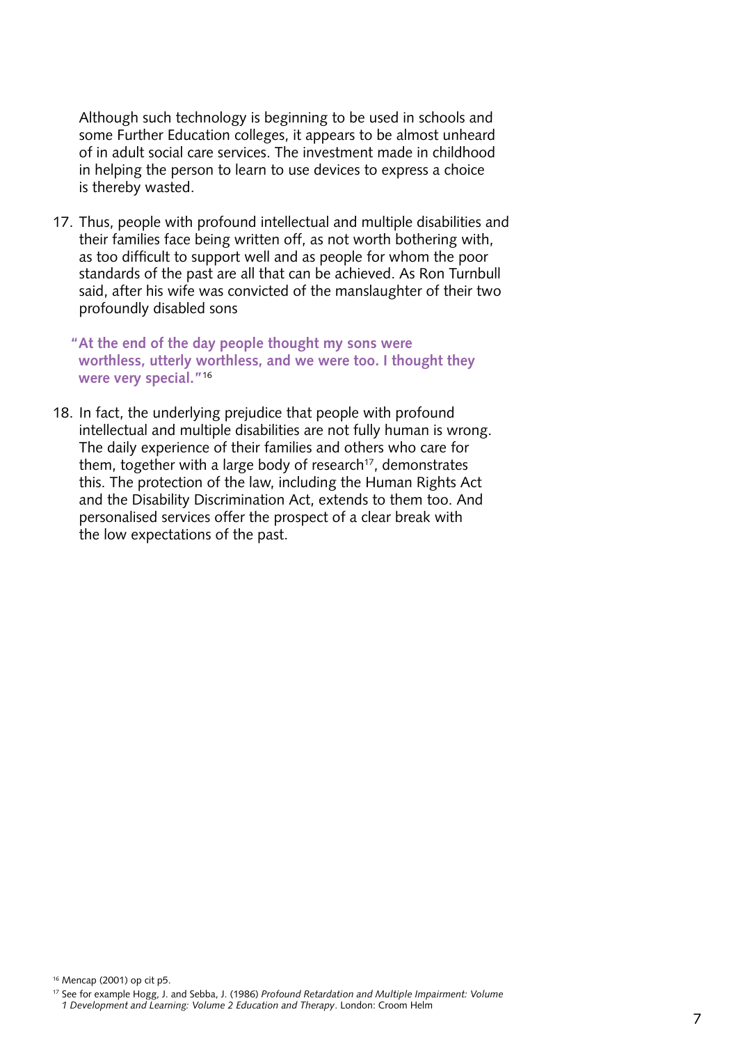Although such technology is beginning to be used in schools and some Further Education colleges, it appears to be almost unheard of in adult social care services. The investment made in childhood in helping the person to learn to use devices to express a choice is thereby wasted.

17. Thus, people with profound intellectual and multiple disabilities and their families face being written off, as not worth bothering with, as too difficult to support well and as people for whom the poor standards of the past are all that can be achieved. As Ron Turnbull said, after his wife was convicted of the manslaughter of their two profoundly disabled sons

> **"At the end of the day people thought my sons were worthless, utterly worthless, and we were too. I thought they were very special."**[16]

18. In fact, the underlying prejudice that people with profound intellectual and multiple disabilities are not fully human is wrong. The daily experience of their families and others who care for them, together with a large body of research[17], demonstrates this. The protection of the law, including the Human Rights Act and the Disability Discrimination Act, extends to them too. And personalised services offer the prospect of a clear break with the low expectations of the past.

---

[16] Mencap (2001) op cit p5.

[17] See for example Hogg, J. and Sebba, J. (1986) *Profound Retardation and Multiple Impairment: Volume 1 Development and Learning: Volume 2 Education and Therapy*. London: Croom Helm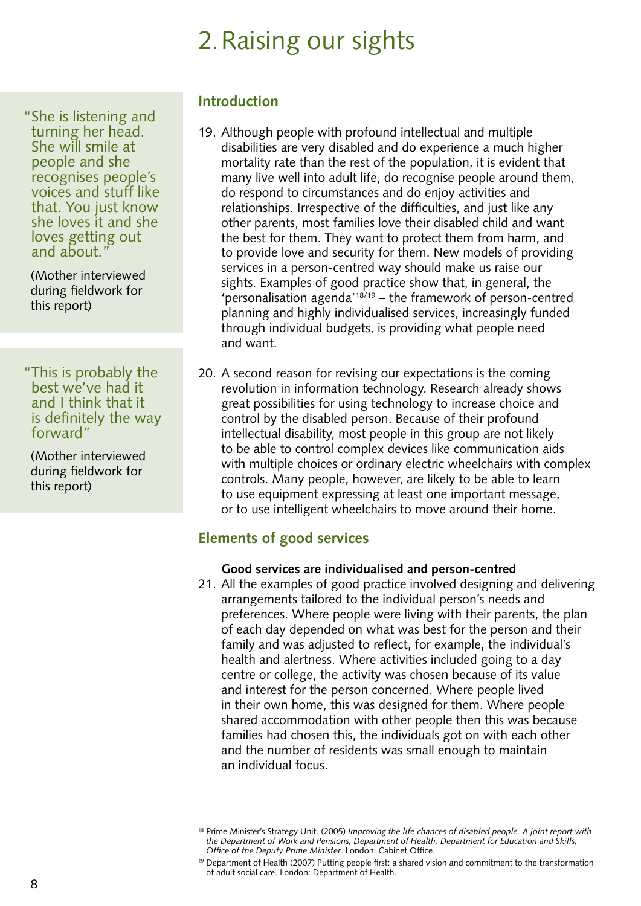# 2. Raising our sights

> "She is listening and turning her head. She will smile at people and she recognises people's voices and stuff like that. You just know she loves it and she loves getting out and about."
>
> (Mother interviewed during fieldwork for this report)

> "This is probably the best we've had it and I think that it is definitely the way forward"
>
> (Mother interviewed during fieldwork for this report)

## Introduction

19. Although people with profound intellectual and multiple disabilities are very disabled and do experience a much higher mortality rate than the rest of the population, it is evident that many live well into adult life, do recognise people around them, do respond to circumstances and do enjoy activities and relationships. Irrespective of the difficulties, and just like any other parents, most families love their disabled child and want the best for them. They want to protect them from harm, and to provide love and security for them. New models of providing services in a person-centred way should make us raise our sights. Examples of good practice show that, in general, the 'personalisation agenda'[18/19] – the framework of person-centred planning and highly individualised services, increasingly funded through individual budgets, is providing what people need and want.

20. A second reason for revising our expectations is the coming revolution in information technology. Research already shows great possibilities for using technology to increase choice and control by the disabled person. Because of their profound intellectual disability, most people in this group are not likely to be able to control complex devices like communication aids with multiple choices or ordinary electric wheelchairs with complex controls. Many people, however, are likely to be able to learn to use equipment expressing at least one important message, or to use intelligent wheelchairs to move around their home.

## Elements of good services

**Good services are individualised and person-centred**

21. All the examples of good practice involved designing and delivering arrangements tailored to the individual person's needs and preferences. Where people were living with their parents, the plan of each day depended on what was best for the person and their family and was adjusted to reflect, for example, the individual's health and alertness. Where activities included going to a day centre or college, the activity was chosen because of its value and interest for the person concerned. Where people lived in their own home, this was designed for them. Where people shared accommodation with other people then this was because families had chosen this, the individuals got on with each other and the number of residents was small enough to maintain an individual focus.

[18] Prime Minister's Strategy Unit. (2005) *Improving the life chances of disabled people. A joint report with the Department of Work and Pensions, Department of Health, Department for Education and Skills, Office of the Deputy Prime Minister*. London: Cabinet Office.

[19] Department of Health (2007) Putting people first: a shared vision and commitment to the transformation of adult social care. London: Department of Health.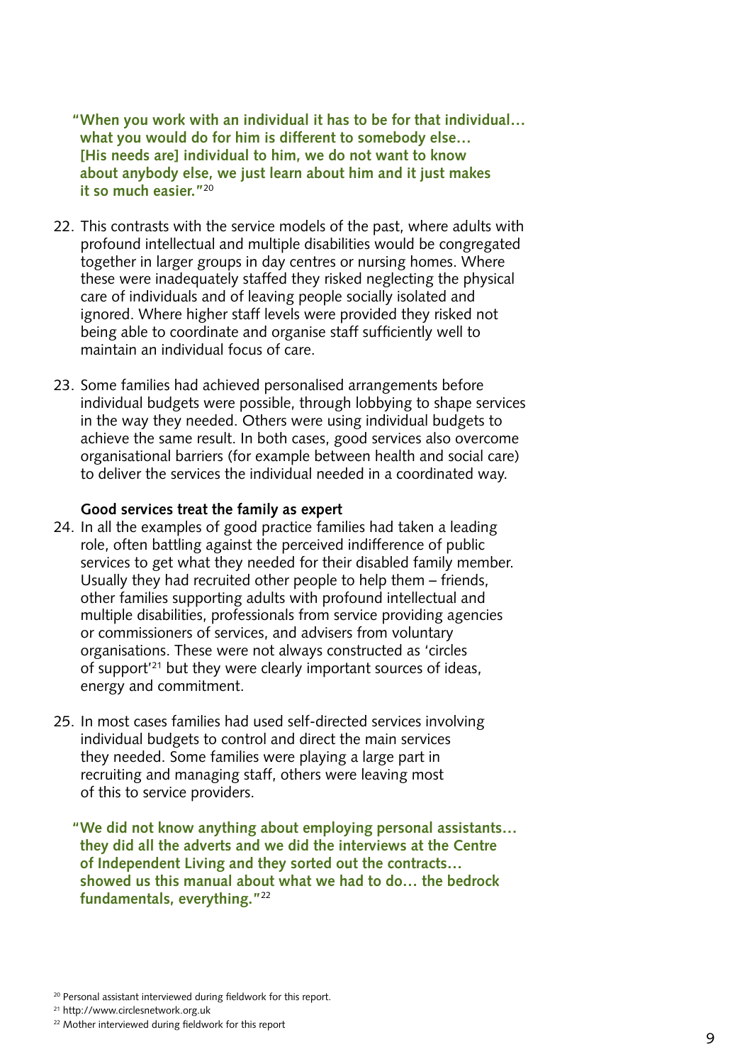**"When you work with an individual it has to be for that individual… what you would do for him is different to somebody else… [His needs are] individual to him, we do not want to know about anybody else, we just learn about him and it just makes it so much easier."**[20]

22. This contrasts with the service models of the past, where adults with profound intellectual and multiple disabilities would be congregated together in larger groups in day centres or nursing homes. Where these were inadequately staffed they risked neglecting the physical care of individuals and of leaving people socially isolated and ignored. Where higher staff levels were provided they risked not being able to coordinate and organise staff sufficiently well to maintain an individual focus of care.

23. Some families had achieved personalised arrangements before individual budgets were possible, through lobbying to shape services in the way they needed. Others were using individual budgets to achieve the same result. In both cases, good services also overcome organisational barriers (for example between health and social care) to deliver the services the individual needed in a coordinated way.

**Good services treat the family as expert**

24. In all the examples of good practice families had taken a leading role, often battling against the perceived indifference of public services to get what they needed for their disabled family member. Usually they had recruited other people to help them – friends, other families supporting adults with profound intellectual and multiple disabilities, professionals from service providing agencies or commissioners of services, and advisers from voluntary organisations. These were not always constructed as 'circles of support'[21] but they were clearly important sources of ideas, energy and commitment.

25. In most cases families had used self-directed services involving individual budgets to control and direct the main services they needed. Some families were playing a large part in recruiting and managing staff, others were leaving most of this to service providers.

**"We did not know anything about employing personal assistants… they did all the adverts and we did the interviews at the Centre of Independent Living and they sorted out the contracts… showed us this manual about what we had to do… the bedrock fundamentals, everything."**[22]

[20] Personal assistant interviewed during fieldwork for this report.

[21] http://www.circlesnetwork.org.uk

[22] Mother interviewed during fieldwork for this report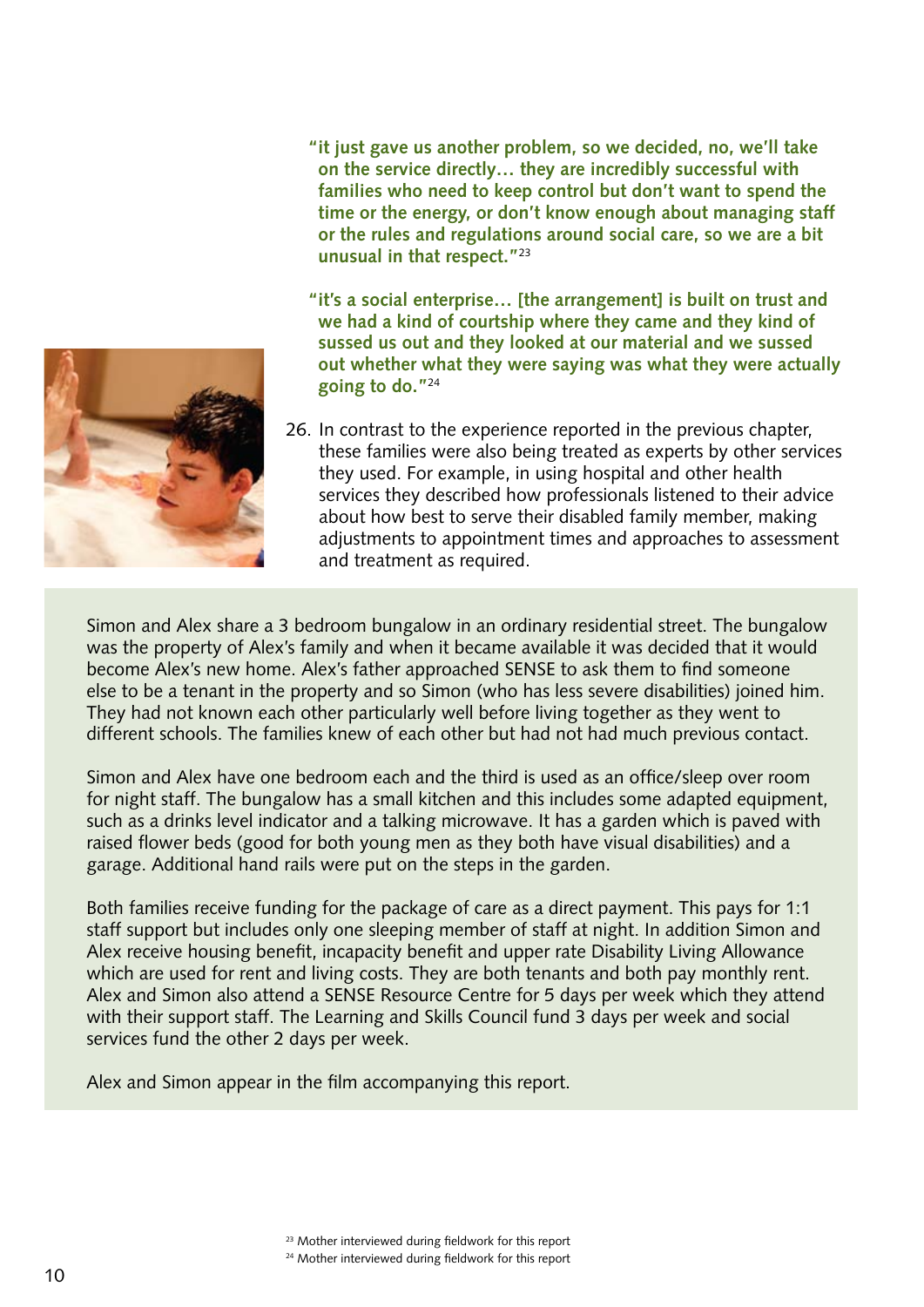**"it just gave us another problem, so we decided, no, we'll take on the service directly… they are incredibly successful with families who need to keep control but don't want to spend the time or the energy, or don't know enough about managing staff or the rules and regulations around social care, so we are a bit unusual in that respect."[23]**

**"it's a social enterprise… [the arrangement] is built on trust and we had a kind of courtship where they came and they kind of sussed us out and they looked at our material and we sussed out whether what they were saying was what they were actually going to do."[24]**

26. In contrast to the experience reported in the previous chapter, these families were also being treated as experts by other services they used. For example, in using hospital and other health services they described how professionals listened to their advice about how best to serve their disabled family member, making adjustments to appointment times and approaches to assessment and treatment as required.

Simon and Alex share a 3 bedroom bungalow in an ordinary residential street. The bungalow was the property of Alex's family and when it became available it was decided that it would become Alex's new home. Alex's father approached SENSE to ask them to find someone else to be a tenant in the property and so Simon (who has less severe disabilities) joined him. They had not known each other particularly well before living together as they went to different schools. The families knew of each other but had not had much previous contact.

Simon and Alex have one bedroom each and the third is used as an office/sleep over room for night staff. The bungalow has a small kitchen and this includes some adapted equipment, such as a drinks level indicator and a talking microwave. It has a garden which is paved with raised flower beds (good for both young men as they both have visual disabilities) and a garage. Additional hand rails were put on the steps in the garden.

Both families receive funding for the package of care as a direct payment. This pays for 1:1 staff support but includes only one sleeping member of staff at night. In addition Simon and Alex receive housing benefit, incapacity benefit and upper rate Disability Living Allowance which are used for rent and living costs. They are both tenants and both pay monthly rent. Alex and Simon also attend a SENSE Resource Centre for 5 days per week which they attend with their support staff. The Learning and Skills Council fund 3 days per week and social services fund the other 2 days per week.

Alex and Simon appear in the film accompanying this report.

[23] Mother interviewed during fieldwork for this report
[24] Mother interviewed during fieldwork for this report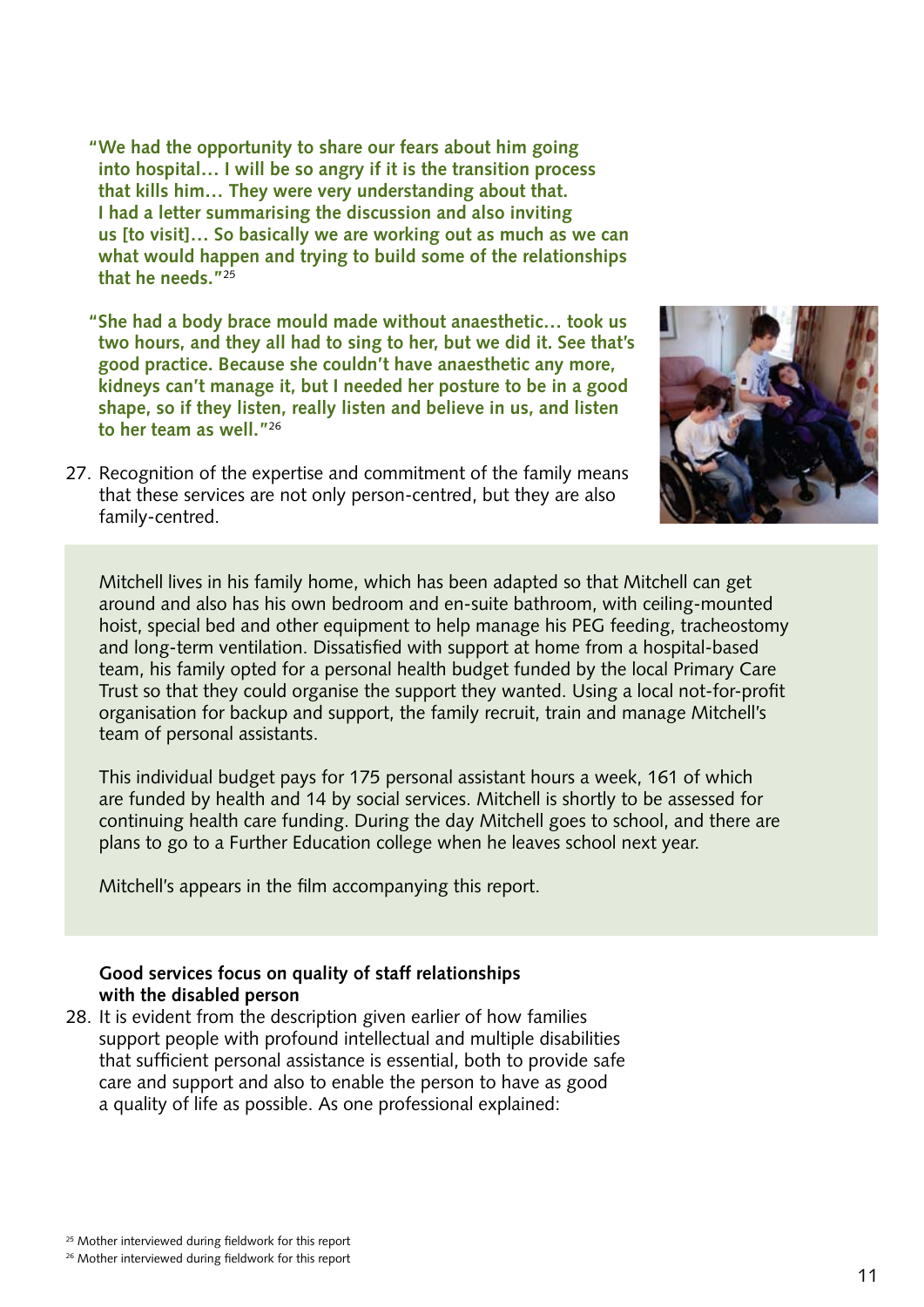**"We had the opportunity to share our fears about him going into hospital… I will be so angry if it is the transition process that kills him… They were very understanding about that. I had a letter summarising the discussion and also inviting us [to visit]… So basically we are working out as much as we can what would happen and trying to build some of the relationships that he needs."**[25]

**"She had a body brace mould made without anaesthetic… took us two hours, and they all had to sing to her, but we did it. See that's good practice. Because she couldn't have anaesthetic any more, kidneys can't manage it, but I needed her posture to be in a good shape, so if they listen, really listen and believe in us, and listen to her team as well."**[26]

27. Recognition of the expertise and commitment of the family means that these services are not only person-centred, but they are also family-centred.

Mitchell lives in his family home, which has been adapted so that Mitchell can get around and also has his own bedroom and en-suite bathroom, with ceiling-mounted hoist, special bed and other equipment to help manage his PEG feeding, tracheostomy and long-term ventilation. Dissatisfied with support at home from a hospital-based team, his family opted for a personal health budget funded by the local Primary Care Trust so that they could organise the support they wanted. Using a local not-for-profit organisation for backup and support, the family recruit, train and manage Mitchell's team of personal assistants.

This individual budget pays for 175 personal assistant hours a week, 161 of which are funded by health and 14 by social services. Mitchell is shortly to be assessed for continuing health care funding. During the day Mitchell goes to school, and there are plans to go to a Further Education college when he leaves school next year.

Mitchell's appears in the film accompanying this report.

**Good services focus on quality of staff relationships with the disabled person**

28. It is evident from the description given earlier of how families support people with profound intellectual and multiple disabilities that sufficient personal assistance is essential, both to provide safe care and support and also to enable the person to have as good a quality of life as possible. As one professional explained:

[25] Mother interviewed during fieldwork for this report

[26] Mother interviewed during fieldwork for this report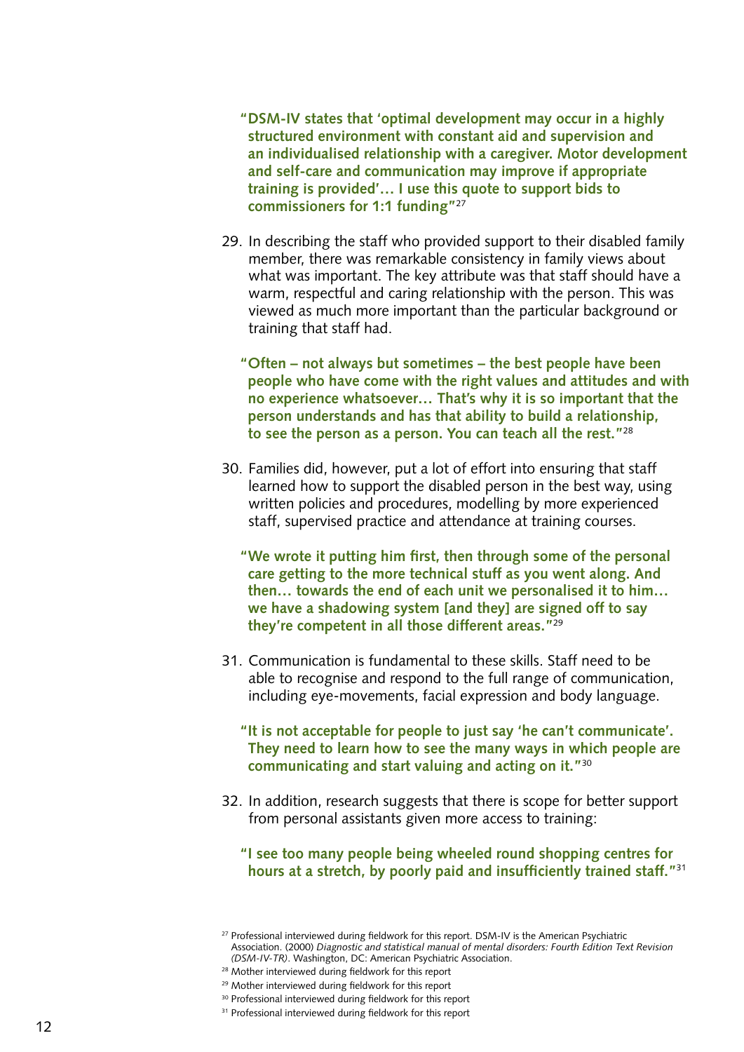> **"DSM-IV states that 'optimal development may occur in a highly structured environment with constant aid and supervision and an individualised relationship with a caregiver. Motor development and self-care and communication may improve if appropriate training is provided'… I use this quote to support bids to commissioners for 1:1 funding"**[27]

29. In describing the staff who provided support to their disabled family member, there was remarkable consistency in family views about what was important. The key attribute was that staff should have a warm, respectful and caring relationship with the person. This was viewed as much more important than the particular background or training that staff had.

> **"Often – not always but sometimes – the best people have been people who have come with the right values and attitudes and with no experience whatsoever… That's why it is so important that the person understands and has that ability to build a relationship, to see the person as a person. You can teach all the rest."**[28]

30. Families did, however, put a lot of effort into ensuring that staff learned how to support the disabled person in the best way, using written policies and procedures, modelling by more experienced staff, supervised practice and attendance at training courses.

> **"We wrote it putting him first, then through some of the personal care getting to the more technical stuff as you went along. And then… towards the end of each unit we personalised it to him… we have a shadowing system [and they] are signed off to say they're competent in all those different areas."**[29]

31. Communication is fundamental to these skills. Staff need to be able to recognise and respond to the full range of communication, including eye-movements, facial expression and body language.

> **"It is not acceptable for people to just say 'he can't communicate'. They need to learn how to see the many ways in which people are communicating and start valuing and acting on it."**[30]

32. In addition, research suggests that there is scope for better support from personal assistants given more access to training:

> **"I see too many people being wheeled round shopping centres for hours at a stretch, by poorly paid and insufficiently trained staff."**[31]

---

[27] Professional interviewed during fieldwork for this report. DSM-IV is the American Psychiatric Association. (2000) *Diagnostic and statistical manual of mental disorders: Fourth Edition Text Revision (DSM-IV-TR)*. Washington, DC: American Psychiatric Association.

[28] Mother interviewed during fieldwork for this report

[29] Mother interviewed during fieldwork for this report

[30] Professional interviewed during fieldwork for this report

[31] Professional interviewed during fieldwork for this report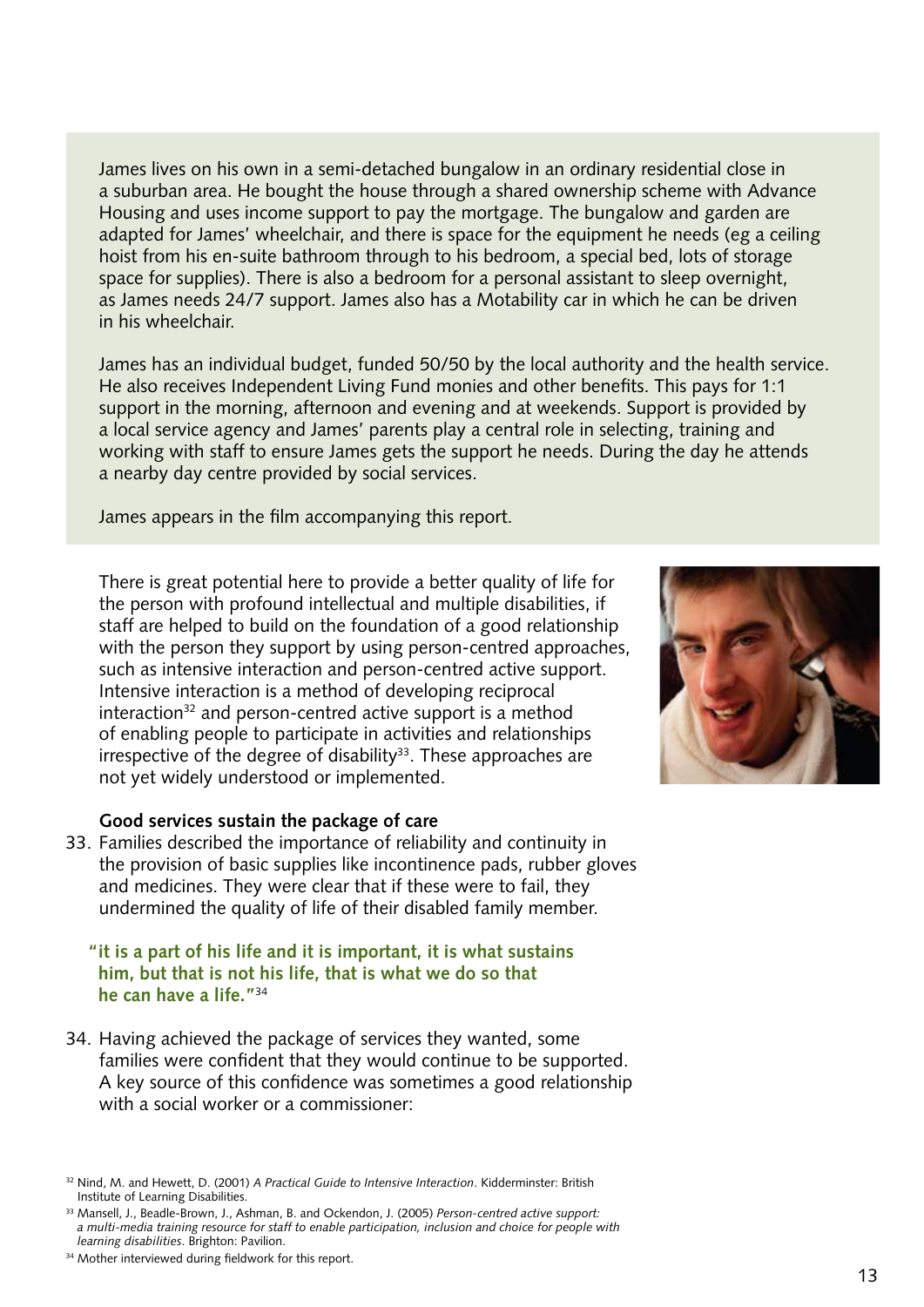James lives on his own in a semi-detached bungalow in an ordinary residential close in a suburban area. He bought the house through a shared ownership scheme with Advance Housing and uses income support to pay the mortgage. The bungalow and garden are adapted for James' wheelchair, and there is space for the equipment he needs (eg a ceiling hoist from his en-suite bathroom through to his bedroom, a special bed, lots of storage space for supplies). There is also a bedroom for a personal assistant to sleep overnight, as James needs 24/7 support. James also has a Motability car in which he can be driven in his wheelchair.

James has an individual budget, funded 50/50 by the local authority and the health service. He also receives Independent Living Fund monies and other benefits. This pays for 1:1 support in the morning, afternoon and evening and at weekends. Support is provided by a local service agency and James' parents play a central role in selecting, training and working with staff to ensure James gets the support he needs. During the day he attends a nearby day centre provided by social services.

James appears in the film accompanying this report.

There is great potential here to provide a better quality of life for the person with profound intellectual and multiple disabilities, if staff are helped to build on the foundation of a good relationship with the person they support by using person-centred approaches, such as intensive interaction and person-centred active support. Intensive interaction is a method of developing reciprocal interaction[32] and person-centred active support is a method of enabling people to participate in activities and relationships irrespective of the degree of disability[33]. These approaches are not yet widely understood or implemented.

**Good services sustain the package of care**

33. Families described the importance of reliability and continuity in the provision of basic supplies like incontinence pads, rubber gloves and medicines. They were clear that if these were to fail, they undermined the quality of life of their disabled family member.

**"it is a part of his life and it is important, it is what sustains him, but that is not his life, that is what we do so that he can have a life."[34]**

34. Having achieved the package of services they wanted, some families were confident that they would continue to be supported. A key source of this confidence was sometimes a good relationship with a social worker or a commissioner:

[32] Nind, M. and Hewett, D. (2001) *A Practical Guide to Intensive Interaction*. Kidderminster: British Institute of Learning Disabilities.

[33] Mansell, J., Beadle-Brown, J., Ashman, B. and Ockendon, J. (2005) *Person-centred active support: a multi-media training resource for staff to enable participation, inclusion and choice for people with learning disabilities*. Brighton: Pavilion.

[34] Mother interviewed during fieldwork for this report.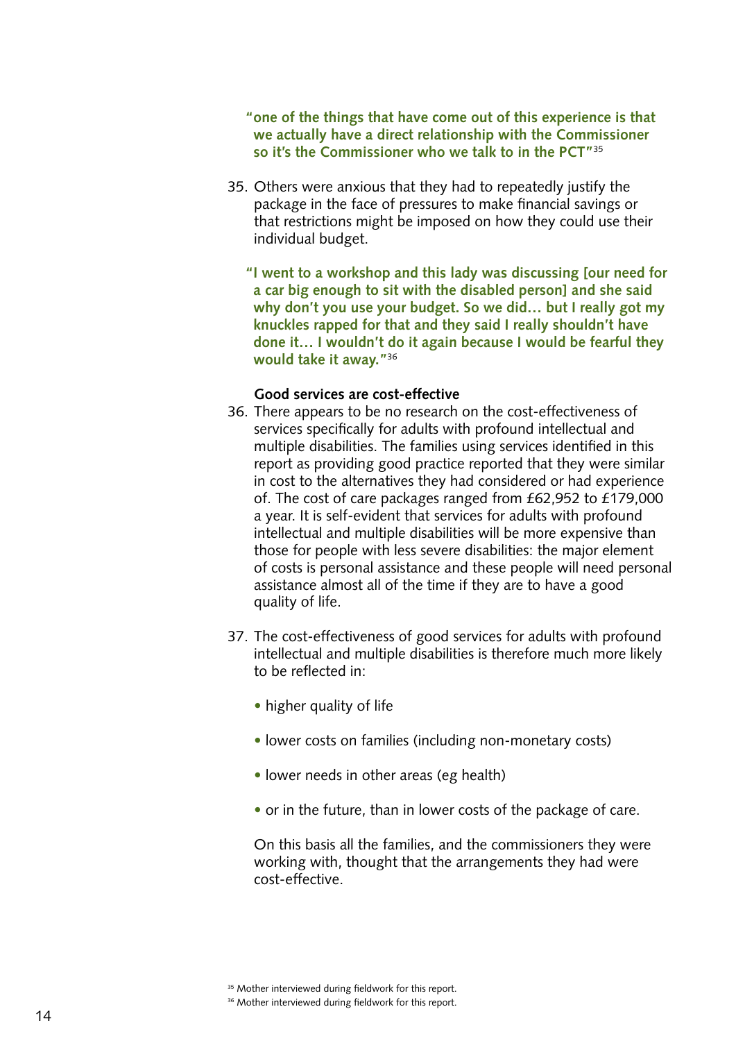**"one of the things that have come out of this experience is that we actually have a direct relationship with the Commissioner so it's the Commissioner who we talk to in the PCT"**[35]

35. Others were anxious that they had to repeatedly justify the package in the face of pressures to make financial savings or that restrictions might be imposed on how they could use their individual budget.

**"I went to a workshop and this lady was discussing [our need for a car big enough to sit with the disabled person] and she said why don't you use your budget. So we did… but I really got my knuckles rapped for that and they said I really shouldn't have done it… I wouldn't do it again because I would be fearful they would take it away."**[36]

### Good services are cost-effective

36. There appears to be no research on the cost-effectiveness of services specifically for adults with profound intellectual and multiple disabilities. The families using services identified in this report as providing good practice reported that they were similar in cost to the alternatives they had considered or had experience of. The cost of care packages ranged from £62,952 to £179,000 a year. It is self-evident that services for adults with profound intellectual and multiple disabilities will be more expensive than those for people with less severe disabilities: the major element of costs is personal assistance and these people will need personal assistance almost all of the time if they are to have a good quality of life.

37. The cost-effectiveness of good services for adults with profound intellectual and multiple disabilities is therefore much more likely to be reflected in:

    - higher quality of life
    - lower costs on families (including non-monetary costs)
    - lower needs in other areas (eg health)
    - or in the future, than in lower costs of the package of care.

    On this basis all the families, and the commissioners they were working with, thought that the arrangements they had were cost-effective.

[35] Mother interviewed during fieldwork for this report.
[36] Mother interviewed during fieldwork for this report.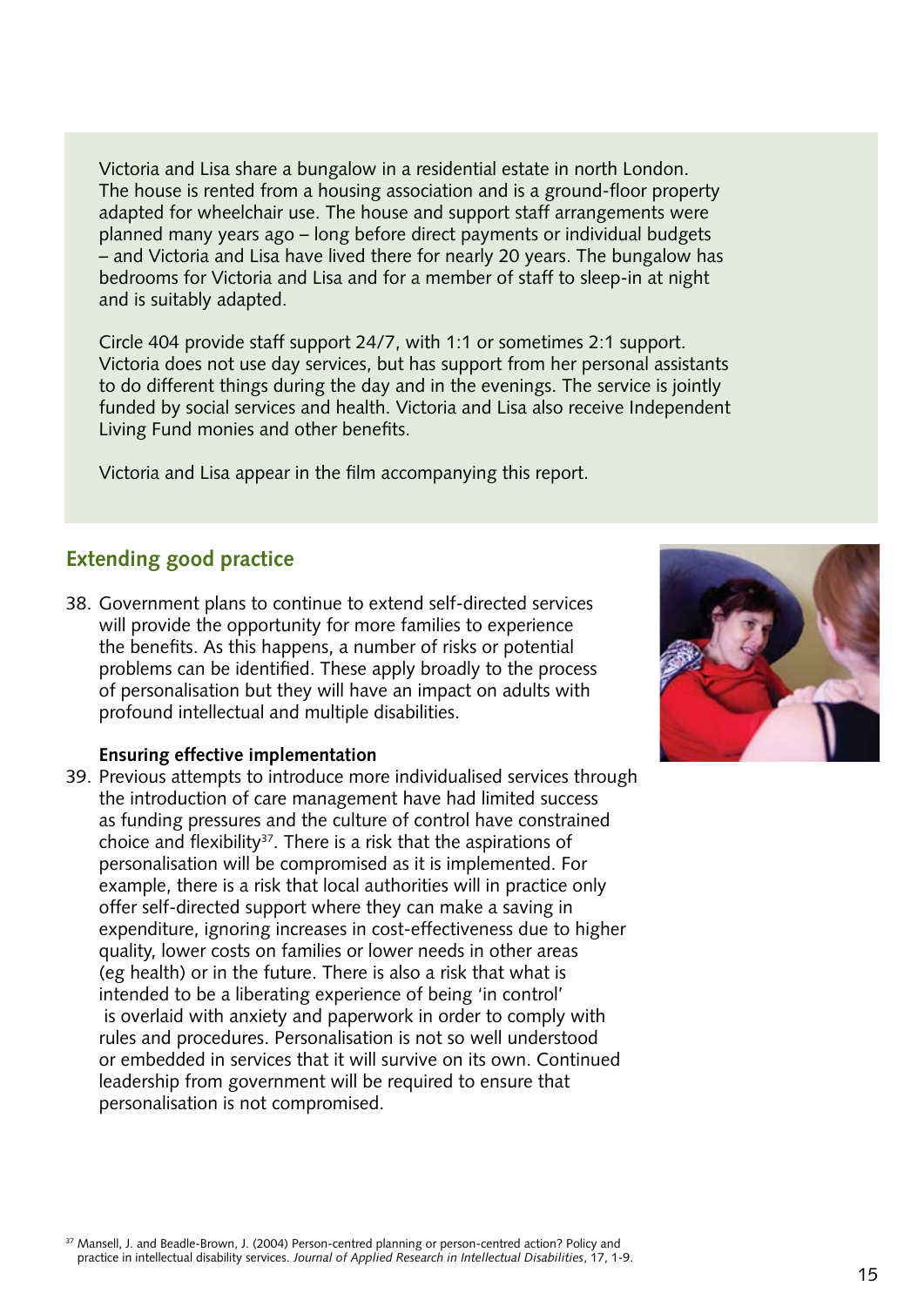Victoria and Lisa share a bungalow in a residential estate in north London. The house is rented from a housing association and is a ground-floor property adapted for wheelchair use. The house and support staff arrangements were planned many years ago – long before direct payments or individual budgets – and Victoria and Lisa have lived there for nearly 20 years. The bungalow has bedrooms for Victoria and Lisa and for a member of staff to sleep-in at night and is suitably adapted.

Circle 404 provide staff support 24/7, with 1:1 or sometimes 2:1 support. Victoria does not use day services, but has support from her personal assistants to do different things during the day and in the evenings. The service is jointly funded by social services and health. Victoria and Lisa also receive Independent Living Fund monies and other benefits.

Victoria and Lisa appear in the film accompanying this report.

## Extending good practice

38. Government plans to continue to extend self-directed services will provide the opportunity for more families to experience the benefits. As this happens, a number of risks or potential problems can be identified. These apply broadly to the process of personalisation but they will have an impact on adults with profound intellectual and multiple disabilities.

**Ensuring effective implementation**

39. Previous attempts to introduce more individualised services through the introduction of care management have had limited success as funding pressures and the culture of control have constrained choice and flexibility[37]. There is a risk that the aspirations of personalisation will be compromised as it is implemented. For example, there is a risk that local authorities will in practice only offer self-directed support where they can make a saving in expenditure, ignoring increases in cost-effectiveness due to higher quality, lower costs on families or lower needs in other areas (eg health) or in the future. There is also a risk that what is intended to be a liberating experience of being 'in control' is overlaid with anxiety and paperwork in order to comply with rules and procedures. Personalisation is not so well understood or embedded in services that it will survive on its own. Continued leadership from government will be required to ensure that personalisation is not compromised.

[37] Mansell, J. and Beadle-Brown, J. (2004) Person-centred planning or person-centred action? Policy and practice in intellectual disability services. *Journal of Applied Research in Intellectual Disabilities*, 17, 1-9.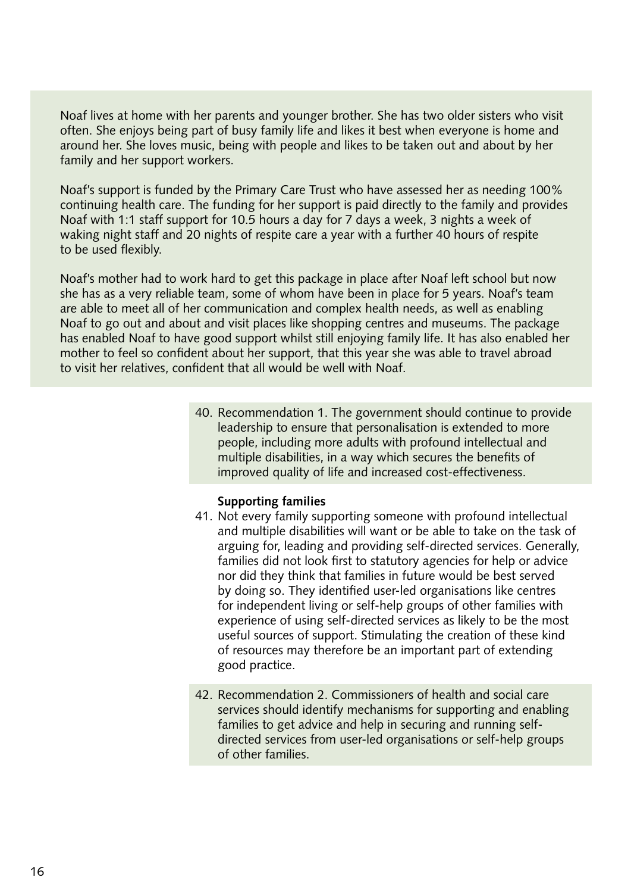Noaf lives at home with her parents and younger brother. She has two older sisters who visit often. She enjoys being part of busy family life and likes it best when everyone is home and around her. She loves music, being with people and likes to be taken out and about by her family and her support workers.

Noaf's support is funded by the Primary Care Trust who have assessed her as needing 100% continuing health care. The funding for her support is paid directly to the family and provides Noaf with 1:1 staff support for 10.5 hours a day for 7 days a week, 3 nights a week of waking night staff and 20 nights of respite care a year with a further 40 hours of respite to be used flexibly.

Noaf's mother had to work hard to get this package in place after Noaf left school but now she has as a very reliable team, some of whom have been in place for 5 years. Noaf's team are able to meet all of her communication and complex health needs, as well as enabling Noaf to go out and about and visit places like shopping centres and museums. The package has enabled Noaf to have good support whilst still enjoying family life. It has also enabled her mother to feel so confident about her support, that this year she was able to travel abroad to visit her relatives, confident that all would be well with Noaf.

40. Recommendation 1. The government should continue to provide leadership to ensure that personalisation is extended to more people, including more adults with profound intellectual and multiple disabilities, in a way which secures the benefits of improved quality of life and increased cost-effectiveness.

**Supporting families**

41. Not every family supporting someone with profound intellectual and multiple disabilities will want or be able to take on the task of arguing for, leading and providing self-directed services. Generally, families did not look first to statutory agencies for help or advice nor did they think that families in future would be best served by doing so. They identified user-led organisations like centres for independent living or self-help groups of other families with experience of using self-directed services as likely to be the most useful sources of support. Stimulating the creation of these kind of resources may therefore be an important part of extending good practice.

42. Recommendation 2. Commissioners of health and social care services should identify mechanisms for supporting and enabling families to get advice and help in securing and running self-directed services from user-led organisations or self-help groups of other families.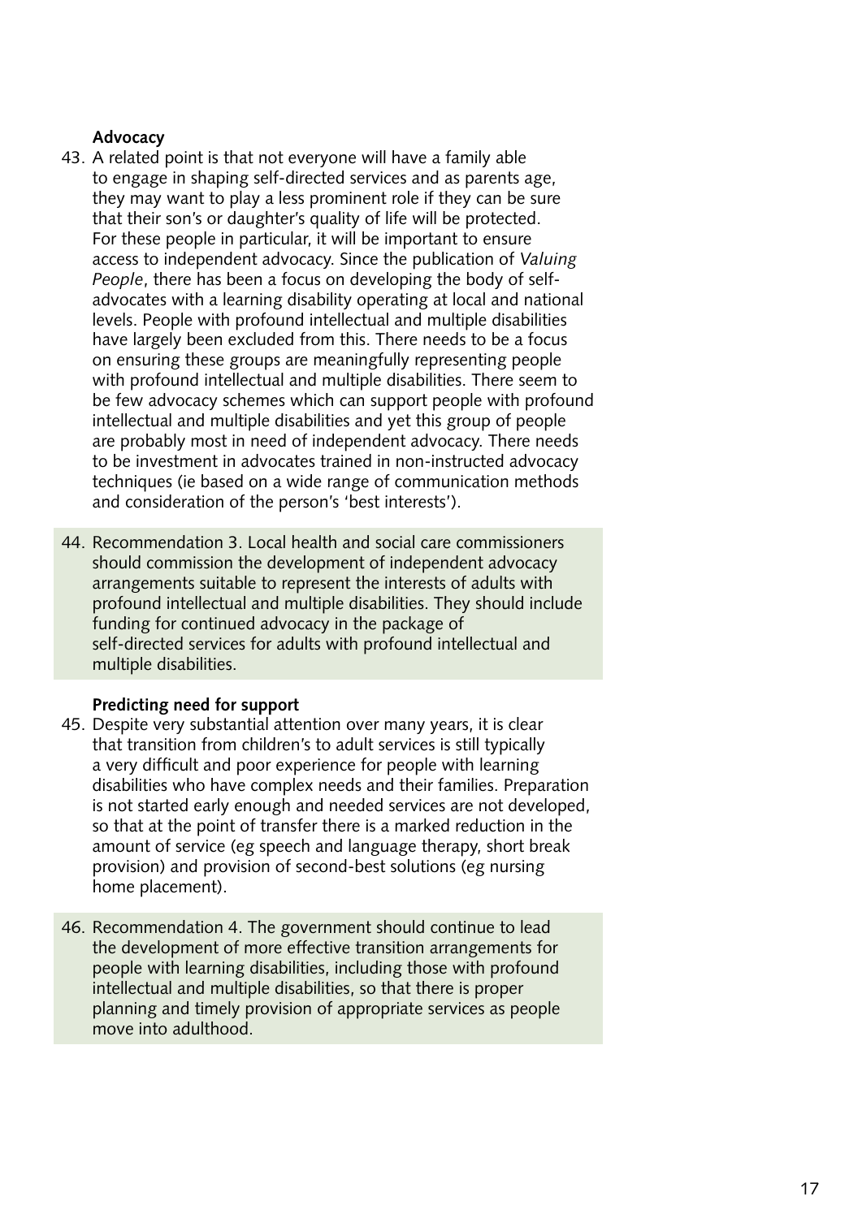**Advocacy**

43. A related point is that not everyone will have a family able to engage in shaping self-directed services and as parents age, they may want to play a less prominent role if they can be sure that their son's or daughter's quality of life will be protected. For these people in particular, it will be important to ensure access to independent advocacy. Since the publication of *Valuing People*, there has been a focus on developing the body of self-advocates with a learning disability operating at local and national levels. People with profound intellectual and multiple disabilities have largely been excluded from this. There needs to be a focus on ensuring these groups are meaningfully representing people with profound intellectual and multiple disabilities. There seem to be few advocacy schemes which can support people with profound intellectual and multiple disabilities and yet this group of people are probably most in need of independent advocacy. There needs to be investment in advocates trained in non-instructed advocacy techniques (ie based on a wide range of communication methods and consideration of the person's 'best interests').

44. Recommendation 3. Local health and social care commissioners should commission the development of independent advocacy arrangements suitable to represent the interests of adults with profound intellectual and multiple disabilities. They should include funding for continued advocacy in the package of self-directed services for adults with profound intellectual and multiple disabilities.

**Predicting need for support**

45. Despite very substantial attention over many years, it is clear that transition from children's to adult services is still typically a very difficult and poor experience for people with learning disabilities who have complex needs and their families. Preparation is not started early enough and needed services are not developed, so that at the point of transfer there is a marked reduction in the amount of service (eg speech and language therapy, short break provision) and provision of second-best solutions (eg nursing home placement).

46. Recommendation 4. The government should continue to lead the development of more effective transition arrangements for people with learning disabilities, including those with profound intellectual and multiple disabilities, so that there is proper planning and timely provision of appropriate services as people move into adulthood.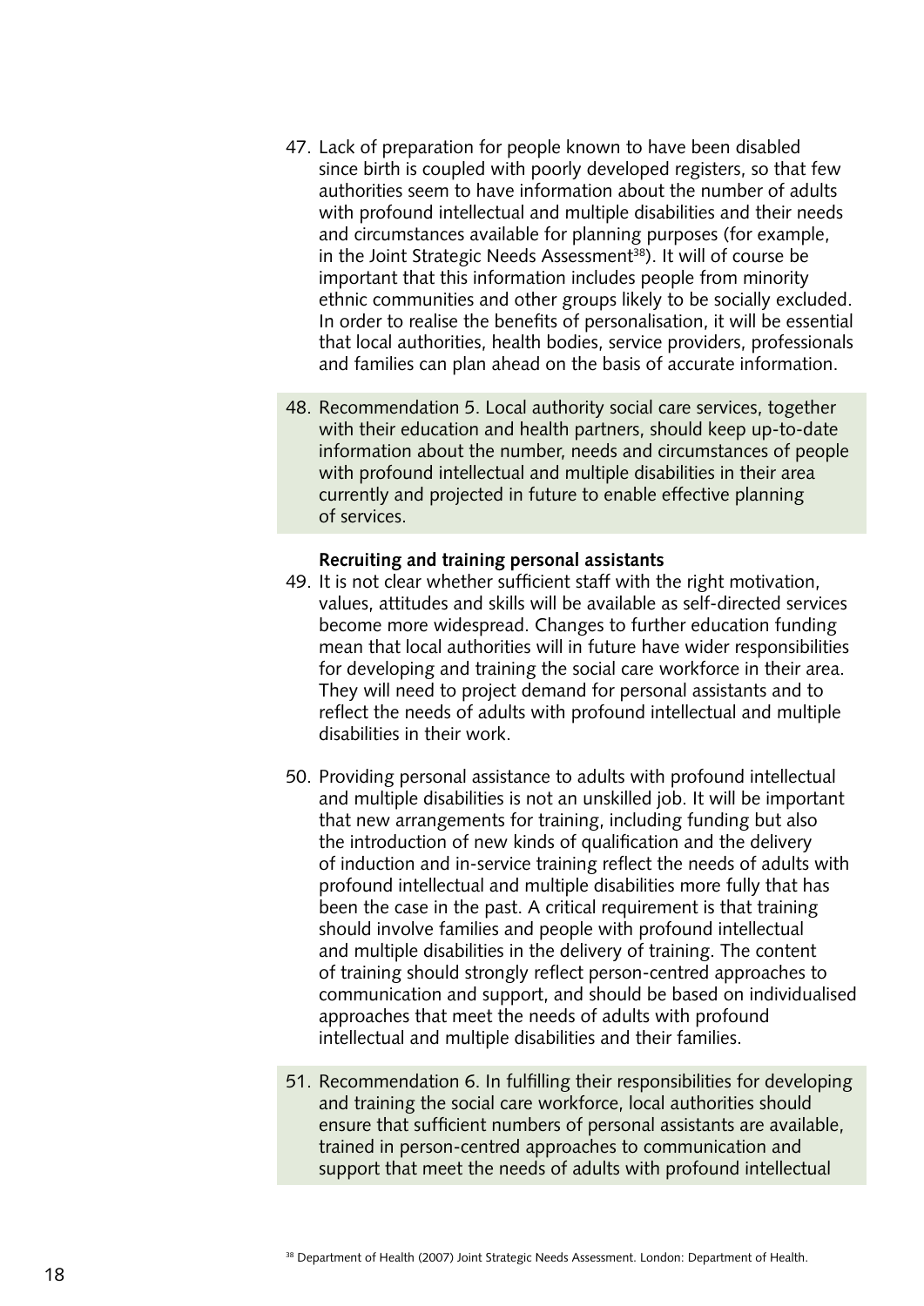47. Lack of preparation for people known to have been disabled since birth is coupled with poorly developed registers, so that few authorities seem to have information about the number of adults with profound intellectual and multiple disabilities and their needs and circumstances available for planning purposes (for example, in the Joint Strategic Needs Assessment[38]). It will of course be important that this information includes people from minority ethnic communities and other groups likely to be socially excluded. In order to realise the benefits of personalisation, it will be essential that local authorities, health bodies, service providers, professionals and families can plan ahead on the basis of accurate information.

48. Recommendation 5. Local authority social care services, together with their education and health partners, should keep up-to-date information about the number, needs and circumstances of people with profound intellectual and multiple disabilities in their area currently and projected in future to enable effective planning of services.

**Recruiting and training personal assistants**

49. It is not clear whether sufficient staff with the right motivation, values, attitudes and skills will be available as self-directed services become more widespread. Changes to further education funding mean that local authorities will in future have wider responsibilities for developing and training the social care workforce in their area. They will need to project demand for personal assistants and to reflect the needs of adults with profound intellectual and multiple disabilities in their work.

50. Providing personal assistance to adults with profound intellectual and multiple disabilities is not an unskilled job. It will be important that new arrangements for training, including funding but also the introduction of new kinds of qualification and the delivery of induction and in-service training reflect the needs of adults with profound intellectual and multiple disabilities more fully that has been the case in the past. A critical requirement is that training should involve families and people with profound intellectual and multiple disabilities in the delivery of training. The content of training should strongly reflect person-centred approaches to communication and support, and should be based on individualised approaches that meet the needs of adults with profound intellectual and multiple disabilities and their families.

51. Recommendation 6. In fulfilling their responsibilities for developing and training the social care workforce, local authorities should ensure that sufficient numbers of personal assistants are available, trained in person-centred approaches to communication and support that meet the needs of adults with profound intellectual

[38] Department of Health (2007) Joint Strategic Needs Assessment. London: Department of Health.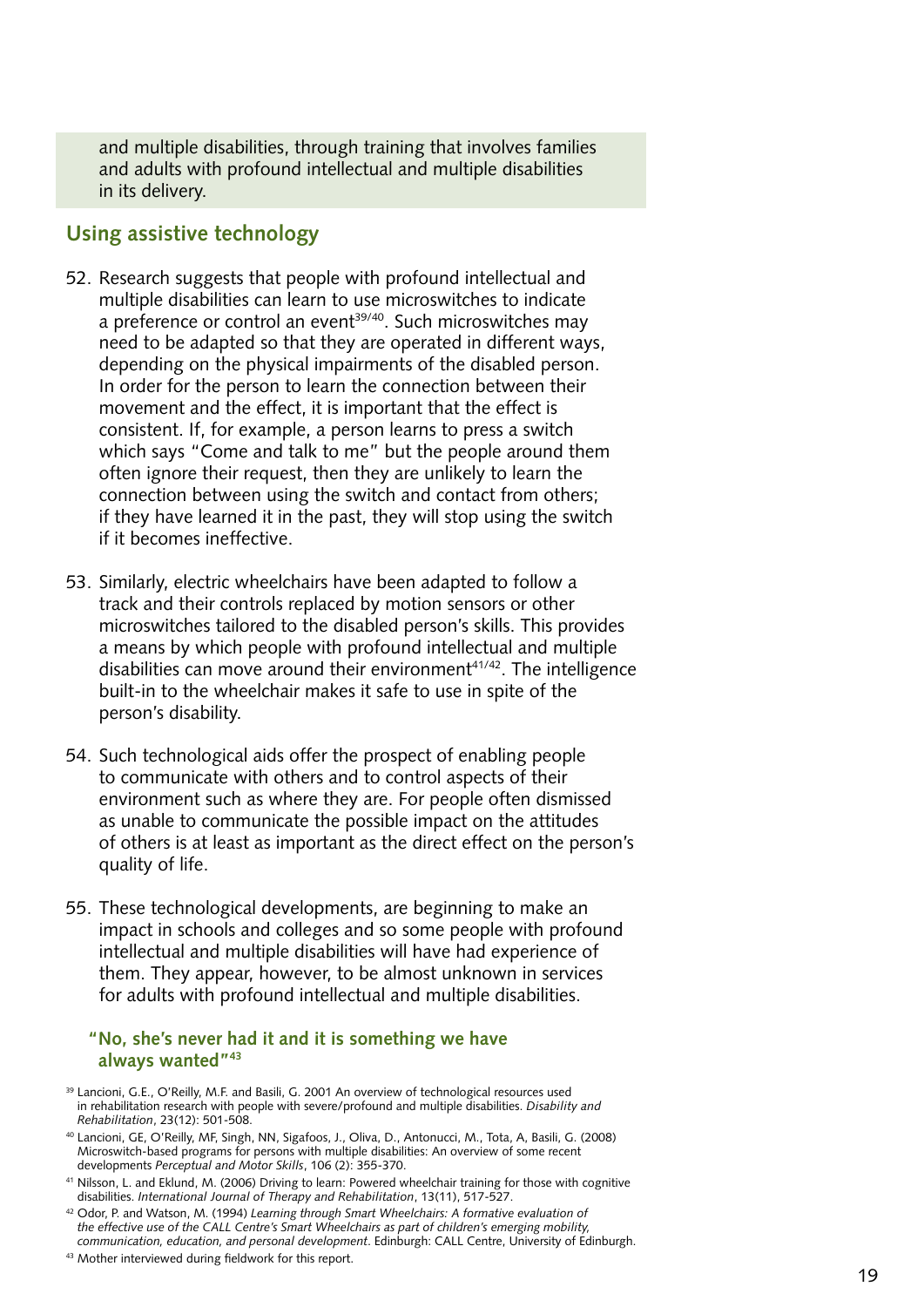and multiple disabilities, through training that involves families and adults with profound intellectual and multiple disabilities in its delivery.

## Using assistive technology

52. Research suggests that people with profound intellectual and multiple disabilities can learn to use microswitches to indicate a preference or control an event[39/40]. Such microswitches may need to be adapted so that they are operated in different ways, depending on the physical impairments of the disabled person. In order for the person to learn the connection between their movement and the effect, it is important that the effect is consistent. If, for example, a person learns to press a switch which says "Come and talk to me" but the people around them often ignore their request, then they are unlikely to learn the connection between using the switch and contact from others; if they have learned it in the past, they will stop using the switch if it becomes ineffective.

53. Similarly, electric wheelchairs have been adapted to follow a track and their controls replaced by motion sensors or other microswitches tailored to the disabled person's skills. This provides a means by which people with profound intellectual and multiple disabilities can move around their environment[41/42]. The intelligence built-in to the wheelchair makes it safe to use in spite of the person's disability.

54. Such technological aids offer the prospect of enabling people to communicate with others and to control aspects of their environment such as where they are. For people often dismissed as unable to communicate the possible impact on the attitudes of others is at least as important as the direct effect on the person's quality of life.

55. These technological developments, are beginning to make an impact in schools and colleges and so some people with profound intellectual and multiple disabilities will have had experience of them. They appear, however, to be almost unknown in services for adults with profound intellectual and multiple disabilities.

**"No, she's never had it and it is something we have always wanted"[43]**

[39] Lancioni, G.E., O'Reilly, M.F. and Basili, G. 2001 An overview of technological resources used in rehabilitation research with people with severe/profound and multiple disabilities. *Disability and Rehabilitation*, 23(12): 501-508.

[40] Lancioni, GE, O'Reilly, MF, Singh, NN, Sigafoos, J., Oliva, D., Antonucci, M., Tota, A, Basili, G. (2008) Microswitch-based programs for persons with multiple disabilities: An overview of some recent developments *Perceptual and Motor Skills*, 106 (2): 355-370.

[41] Nilsson, L. and Eklund, M. (2006) Driving to learn: Powered wheelchair training for those with cognitive disabilities. *International Journal of Therapy and Rehabilitation*, 13(11), 517-527.

[42] Odor, P. and Watson, M. (1994) *Learning through Smart Wheelchairs: A formative evaluation of the effective use of the CALL Centre's Smart Wheelchairs as part of children's emerging mobility, communication, education, and personal development*. Edinburgh: CALL Centre, University of Edinburgh.

[43] Mother interviewed during fieldwork for this report.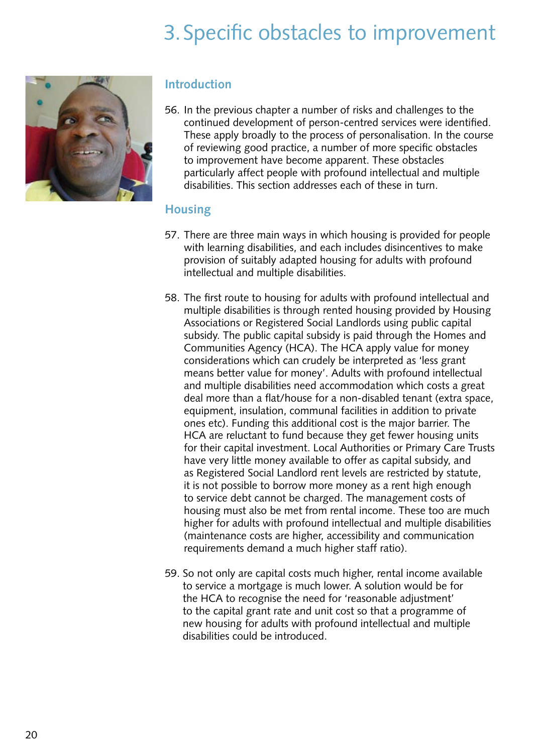# 3. Specific obstacles to improvement

## Introduction

56. In the previous chapter a number of risks and challenges to the continued development of person-centred services were identified. These apply broadly to the process of personalisation. In the course of reviewing good practice, a number of more specific obstacles to improvement have become apparent. These obstacles particularly affect people with profound intellectual and multiple disabilities. This section addresses each of these in turn.

## Housing

57. There are three main ways in which housing is provided for people with learning disabilities, and each includes disincentives to make provision of suitably adapted housing for adults with profound intellectual and multiple disabilities.

58. The first route to housing for adults with profound intellectual and multiple disabilities is through rented housing provided by Housing Associations or Registered Social Landlords using public capital subsidy. The public capital subsidy is paid through the Homes and Communities Agency (HCA). The HCA apply value for money considerations which can crudely be interpreted as 'less grant means better value for money'. Adults with profound intellectual and multiple disabilities need accommodation which costs a great deal more than a flat/house for a non-disabled tenant (extra space, equipment, insulation, communal facilities in addition to private ones etc). Funding this additional cost is the major barrier. The HCA are reluctant to fund because they get fewer housing units for their capital investment. Local Authorities or Primary Care Trusts have very little money available to offer as capital subsidy, and as Registered Social Landlord rent levels are restricted by statute, it is not possible to borrow more money as a rent high enough to service debt cannot be charged. The management costs of housing must also be met from rental income. These too are much higher for adults with profound intellectual and multiple disabilities (maintenance costs are higher, accessibility and communication requirements demand a much higher staff ratio).

59. So not only are capital costs much higher, rental income available to service a mortgage is much lower. A solution would be for the HCA to recognise the need for 'reasonable adjustment' to the capital grant rate and unit cost so that a programme of new housing for adults with profound intellectual and multiple disabilities could be introduced.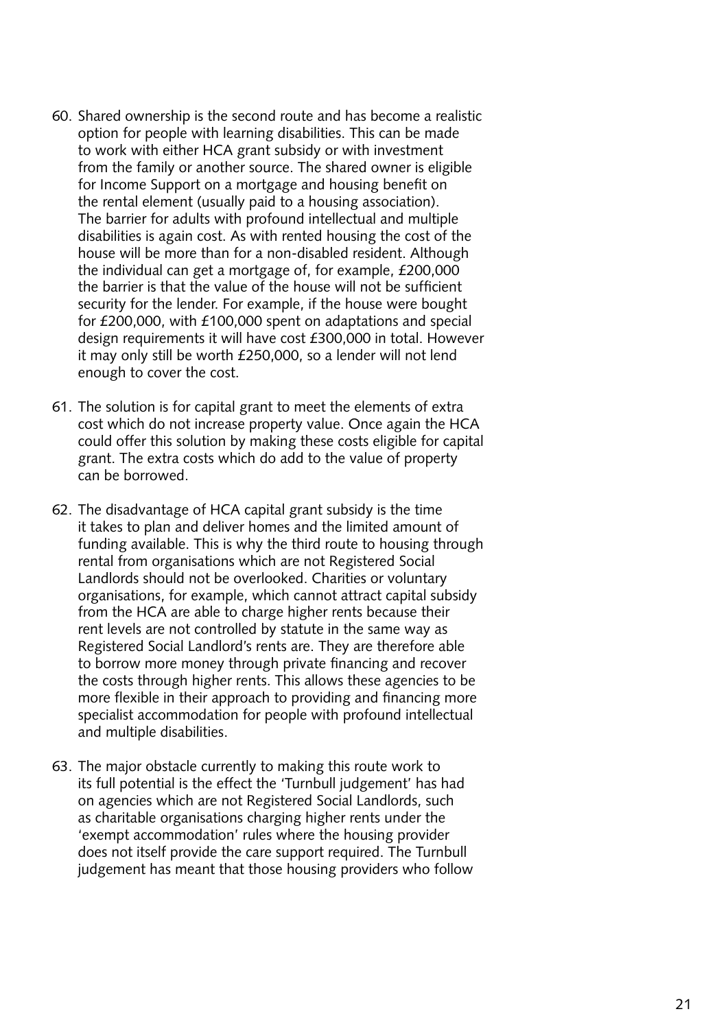60. Shared ownership is the second route and has become a realistic option for people with learning disabilities. This can be made to work with either HCA grant subsidy or with investment from the family or another source. The shared owner is eligible for Income Support on a mortgage and housing benefit on the rental element (usually paid to a housing association). The barrier for adults with profound intellectual and multiple disabilities is again cost. As with rented housing the cost of the house will be more than for a non-disabled resident. Although the individual can get a mortgage of, for example, £200,000 the barrier is that the value of the house will not be sufficient security for the lender. For example, if the house were bought for £200,000, with £100,000 spent on adaptations and special design requirements it will have cost £300,000 in total. However it may only still be worth £250,000, so a lender will not lend enough to cover the cost.

61. The solution is for capital grant to meet the elements of extra cost which do not increase property value. Once again the HCA could offer this solution by making these costs eligible for capital grant. The extra costs which do add to the value of property can be borrowed.

62. The disadvantage of HCA capital grant subsidy is the time it takes to plan and deliver homes and the limited amount of funding available. This is why the third route to housing through rental from organisations which are not Registered Social Landlords should not be overlooked. Charities or voluntary organisations, for example, which cannot attract capital subsidy from the HCA are able to charge higher rents because their rent levels are not controlled by statute in the same way as Registered Social Landlord's rents are. They are therefore able to borrow more money through private financing and recover the costs through higher rents. This allows these agencies to be more flexible in their approach to providing and financing more specialist accommodation for people with profound intellectual and multiple disabilities.

63. The major obstacle currently to making this route work to its full potential is the effect the 'Turnbull judgement' has had on agencies which are not Registered Social Landlords, such as charitable organisations charging higher rents under the 'exempt accommodation' rules where the housing provider does not itself provide the care support required. The Turnbull judgement has meant that those housing providers who follow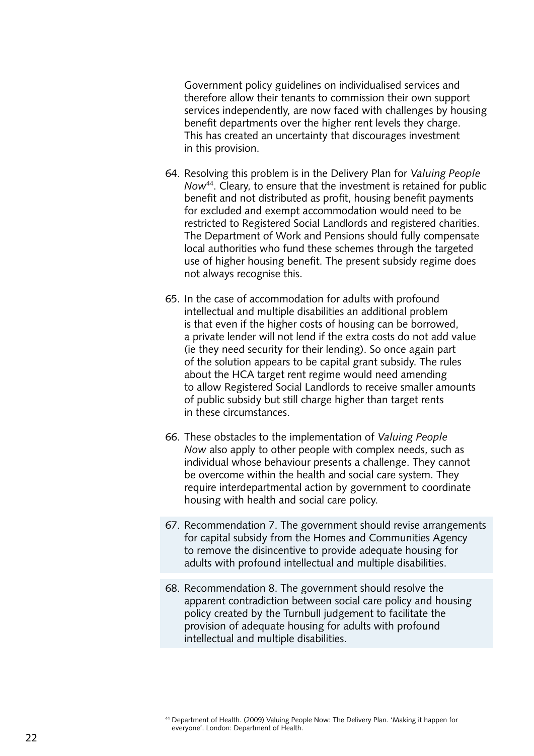Government policy guidelines on individualised services and therefore allow their tenants to commission their own support services independently, are now faced with challenges by housing benefit departments over the higher rent levels they charge. This has created an uncertainty that discourages investment in this provision.

64. Resolving this problem is in the Delivery Plan for *Valuing People Now*[44]. Cleary, to ensure that the investment is retained for public benefit and not distributed as profit, housing benefit payments for excluded and exempt accommodation would need to be restricted to Registered Social Landlords and registered charities. The Department of Work and Pensions should fully compensate local authorities who fund these schemes through the targeted use of higher housing benefit. The present subsidy regime does not always recognise this.

65. In the case of accommodation for adults with profound intellectual and multiple disabilities an additional problem is that even if the higher costs of housing can be borrowed, a private lender will not lend if the extra costs do not add value (ie they need security for their lending). So once again part of the solution appears to be capital grant subsidy. The rules about the HCA target rent regime would need amending to allow Registered Social Landlords to receive smaller amounts of public subsidy but still charge higher than target rents in these circumstances.

66. These obstacles to the implementation of *Valuing People Now* also apply to other people with complex needs, such as individual whose behaviour presents a challenge. They cannot be overcome within the health and social care system. They require interdepartmental action by government to coordinate housing with health and social care policy.

67. Recommendation 7. The government should revise arrangements for capital subsidy from the Homes and Communities Agency to remove the disincentive to provide adequate housing for adults with profound intellectual and multiple disabilities.

68. Recommendation 8. The government should resolve the apparent contradiction between social care policy and housing policy created by the Turnbull judgement to facilitate the provision of adequate housing for adults with profound intellectual and multiple disabilities.

[44] Department of Health. (2009) Valuing People Now: The Delivery Plan. 'Making it happen for everyone'. London: Department of Health.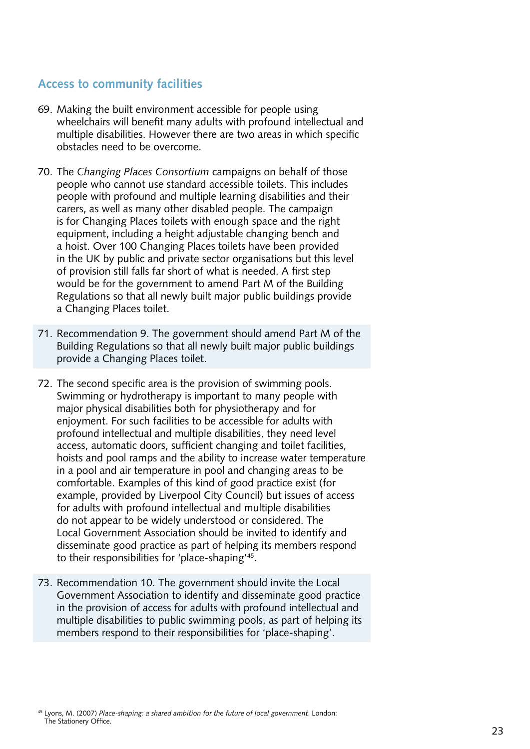## Access to community facilities

69. Making the built environment accessible for people using wheelchairs will benefit many adults with profound intellectual and multiple disabilities. However there are two areas in which specific obstacles need to be overcome.

70. The *Changing Places Consortium* campaigns on behalf of those people who cannot use standard accessible toilets. This includes people with profound and multiple learning disabilities and their carers, as well as many other disabled people. The campaign is for Changing Places toilets with enough space and the right equipment, including a height adjustable changing bench and a hoist. Over 100 Changing Places toilets have been provided in the UK by public and private sector organisations but this level of provision still falls far short of what is needed. A first step would be for the government to amend Part M of the Building Regulations so that all newly built major public buildings provide a Changing Places toilet.

71. Recommendation 9. The government should amend Part M of the Building Regulations so that all newly built major public buildings provide a Changing Places toilet.

72. The second specific area is the provision of swimming pools. Swimming or hydrotherapy is important to many people with major physical disabilities both for physiotherapy and for enjoyment. For such facilities to be accessible for adults with profound intellectual and multiple disabilities, they need level access, automatic doors, sufficient changing and toilet facilities, hoists and pool ramps and the ability to increase water temperature in a pool and air temperature in pool and changing areas to be comfortable. Examples of this kind of good practice exist (for example, provided by Liverpool City Council) but issues of access for adults with profound intellectual and multiple disabilities do not appear to be widely understood or considered. The Local Government Association should be invited to identify and disseminate good practice as part of helping its members respond to their responsibilities for 'place-shaping'[45].

73. Recommendation 10. The government should invite the Local Government Association to identify and disseminate good practice in the provision of access for adults with profound intellectual and multiple disabilities to public swimming pools, as part of helping its members respond to their responsibilities for 'place-shaping'.

[45] Lyons, M. (2007) *Place-shaping: a shared ambition for the future of local government*. London: The Stationery Office.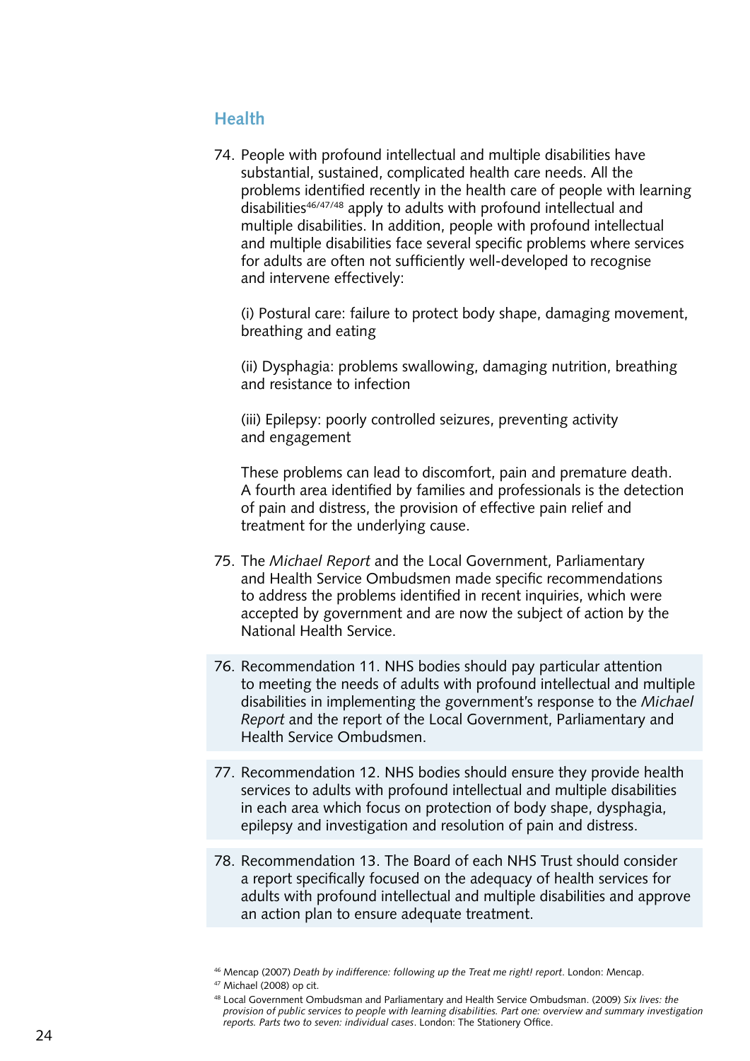## Health

74. People with profound intellectual and multiple disabilities have substantial, sustained, complicated health care needs. All the problems identified recently in the health care of people with learning disabilities[46/47/48] apply to adults with profound intellectual and multiple disabilities. In addition, people with profound intellectual and multiple disabilities face several specific problems where services for adults are often not sufficiently well-developed to recognise and intervene effectively:

   (i) Postural care: failure to protect body shape, damaging movement, breathing and eating

   (ii) Dysphagia: problems swallowing, damaging nutrition, breathing and resistance to infection

   (iii) Epilepsy: poorly controlled seizures, preventing activity and engagement

   These problems can lead to discomfort, pain and premature death. A fourth area identified by families and professionals is the detection of pain and distress, the provision of effective pain relief and treatment for the underlying cause.

75. The *Michael Report* and the Local Government, Parliamentary and Health Service Ombudsmen made specific recommendations to address the problems identified in recent inquiries, which were accepted by government and are now the subject of action by the National Health Service.

76. Recommendation 11. NHS bodies should pay particular attention to meeting the needs of adults with profound intellectual and multiple disabilities in implementing the government's response to the *Michael Report* and the report of the Local Government, Parliamentary and Health Service Ombudsmen.

77. Recommendation 12. NHS bodies should ensure they provide health services to adults with profound intellectual and multiple disabilities in each area which focus on protection of body shape, dysphagia, epilepsy and investigation and resolution of pain and distress.

78. Recommendation 13. The Board of each NHS Trust should consider a report specifically focused on the adequacy of health services for adults with profound intellectual and multiple disabilities and approve an action plan to ensure adequate treatment.

---

[46] Mencap (2007) *Death by indifference: following up the Treat me right! report*. London: Mencap.

[47] Michael (2008) op cit.

[48] Local Government Ombudsman and Parliamentary and Health Service Ombudsman. (2009) *Six lives: the provision of public services to people with learning disabilities. Part one: overview and summary investigation reports. Parts two to seven: individual cases*. London: The Stationery Office.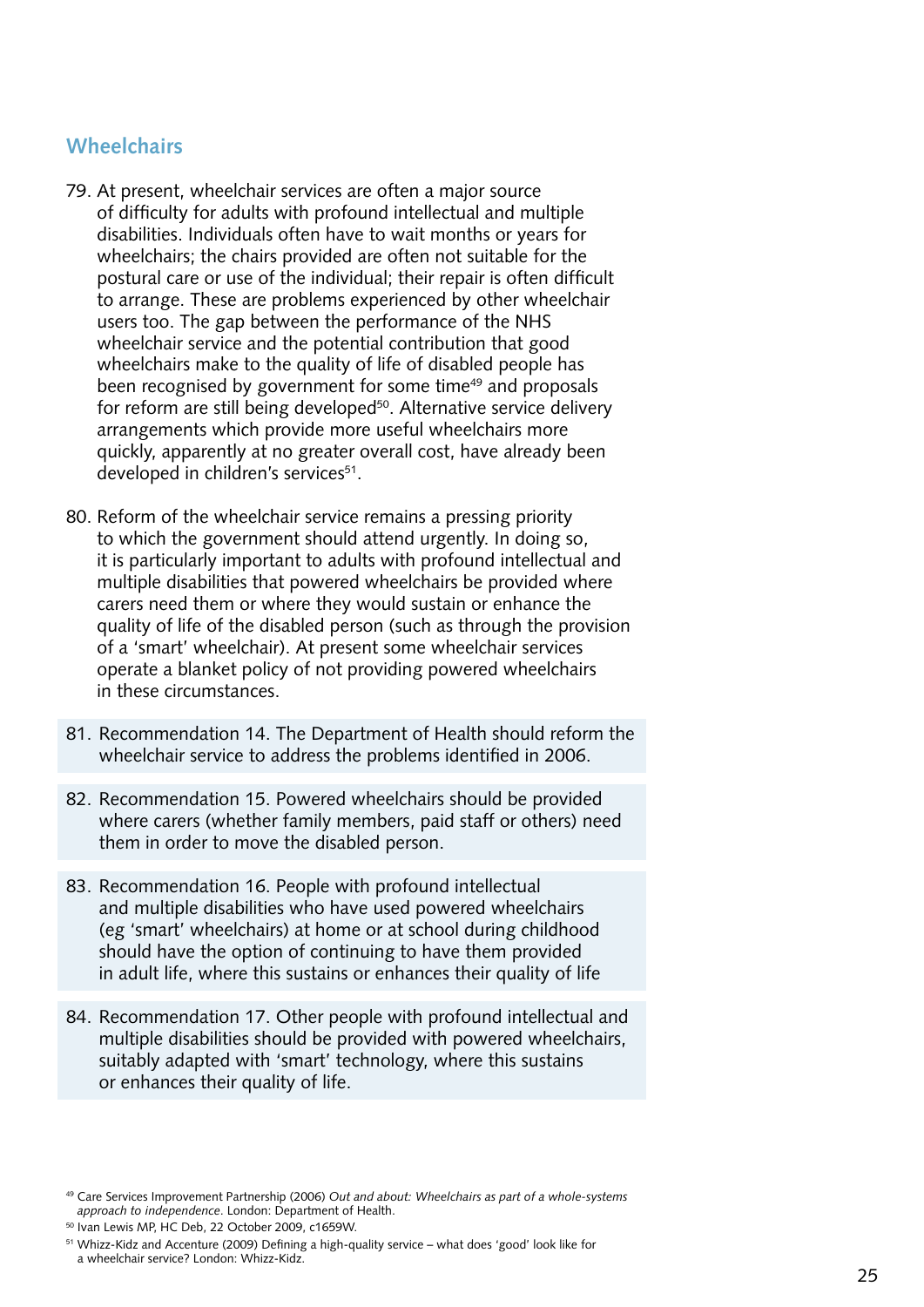## Wheelchairs

79. At present, wheelchair services are often a major source of difficulty for adults with profound intellectual and multiple disabilities. Individuals often have to wait months or years for wheelchairs; the chairs provided are often not suitable for the postural care or use of the individual; their repair is often difficult to arrange. These are problems experienced by other wheelchair users too. The gap between the performance of the NHS wheelchair service and the potential contribution that good wheelchairs make to the quality of life of disabled people has been recognised by government for some time[49] and proposals for reform are still being developed[50]. Alternative service delivery arrangements which provide more useful wheelchairs more quickly, apparently at no greater overall cost, have already been developed in children's services[51].

80. Reform of the wheelchair service remains a pressing priority to which the government should attend urgently. In doing so, it is particularly important to adults with profound intellectual and multiple disabilities that powered wheelchairs be provided where carers need them or where they would sustain or enhance the quality of life of the disabled person (such as through the provision of a 'smart' wheelchair). At present some wheelchair services operate a blanket policy of not providing powered wheelchairs in these circumstances.

81. Recommendation 14. The Department of Health should reform the wheelchair service to address the problems identified in 2006.

82. Recommendation 15. Powered wheelchairs should be provided where carers (whether family members, paid staff or others) need them in order to move the disabled person.

83. Recommendation 16. People with profound intellectual and multiple disabilities who have used powered wheelchairs (eg 'smart' wheelchairs) at home or at school during childhood should have the option of continuing to have them provided in adult life, where this sustains or enhances their quality of life

84. Recommendation 17. Other people with profound intellectual and multiple disabilities should be provided with powered wheelchairs, suitably adapted with 'smart' technology, where this sustains or enhances their quality of life.

[49] Care Services Improvement Partnership (2006) *Out and about: Wheelchairs as part of a whole-systems approach to independence*. London: Department of Health.

[50] Ivan Lewis MP, HC Deb, 22 October 2009, c1659W.

[51] Whizz-Kidz and Accenture (2009) Defining a high-quality service – what does 'good' look like for a wheelchair service? London: Whizz-Kidz.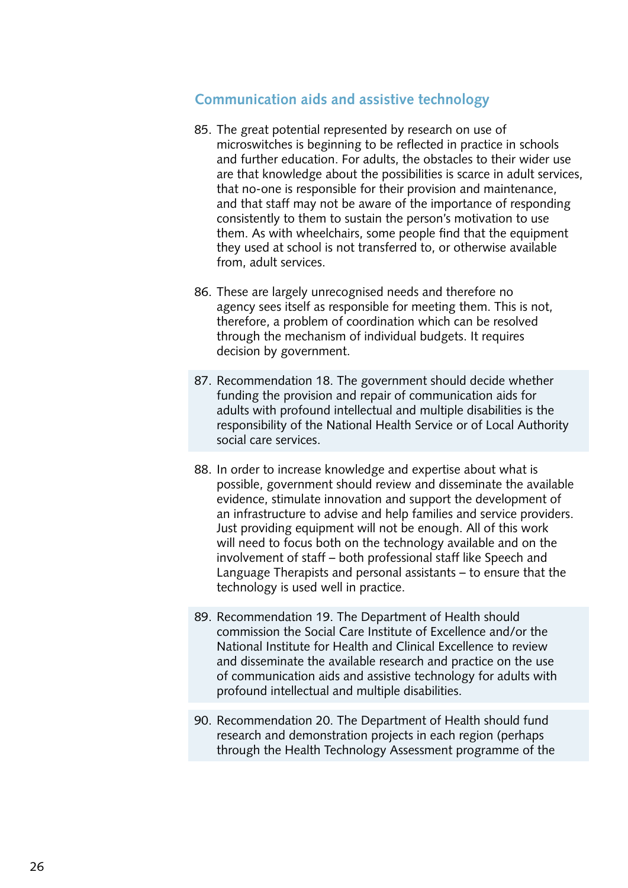## Communication aids and assistive technology

85. The great potential represented by research on use of microswitches is beginning to be reflected in practice in schools and further education. For adults, the obstacles to their wider use are that knowledge about the possibilities is scarce in adult services, that no-one is responsible for their provision and maintenance, and that staff may not be aware of the importance of responding consistently to them to sustain the person's motivation to use them. As with wheelchairs, some people find that the equipment they used at school is not transferred to, or otherwise available from, adult services.

86. These are largely unrecognised needs and therefore no agency sees itself as responsible for meeting them. This is not, therefore, a problem of coordination which can be resolved through the mechanism of individual budgets. It requires decision by government.

87. Recommendation 18. The government should decide whether funding the provision and repair of communication aids for adults with profound intellectual and multiple disabilities is the responsibility of the National Health Service or of Local Authority social care services.

88. In order to increase knowledge and expertise about what is possible, government should review and disseminate the available evidence, stimulate innovation and support the development of an infrastructure to advise and help families and service providers. Just providing equipment will not be enough. All of this work will need to focus both on the technology available and on the involvement of staff – both professional staff like Speech and Language Therapists and personal assistants – to ensure that the technology is used well in practice.

89. Recommendation 19. The Department of Health should commission the Social Care Institute of Excellence and/or the National Institute for Health and Clinical Excellence to review and disseminate the available research and practice on the use of communication aids and assistive technology for adults with profound intellectual and multiple disabilities.

90. Recommendation 20. The Department of Health should fund research and demonstration projects in each region (perhaps through the Health Technology Assessment programme of the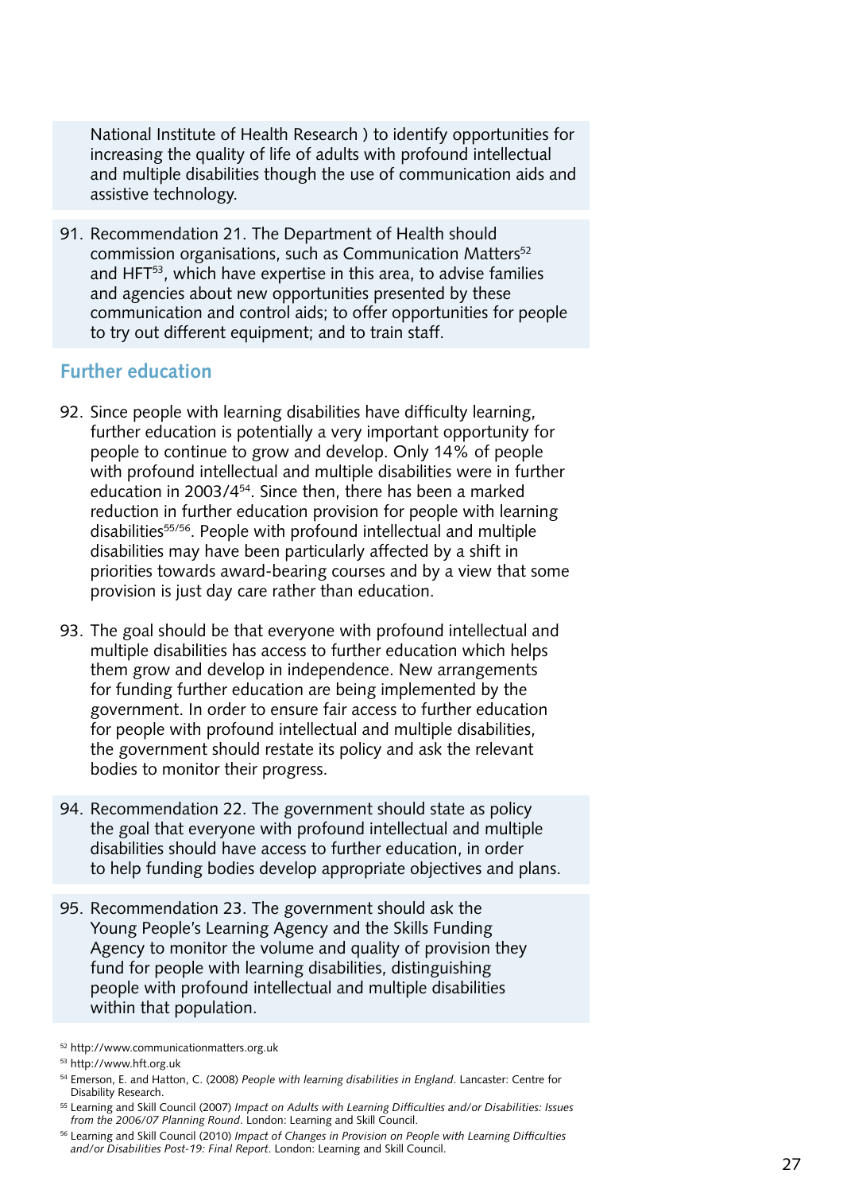National Institute of Health Research ) to identify opportunities for increasing the quality of life of adults with profound intellectual and multiple disabilities though the use of communication aids and assistive technology.

91. Recommendation 21. The Department of Health should commission organisations, such as Communication Matters[52] and HFT[53], which have expertise in this area, to advise families and agencies about new opportunities presented by these communication and control aids; to offer opportunities for people to try out different equipment; and to train staff.

## Further education

92. Since people with learning disabilities have difficulty learning, further education is potentially a very important opportunity for people to continue to grow and develop. Only 14% of people with profound intellectual and multiple disabilities were in further education in 2003/4[54]. Since then, there has been a marked reduction in further education provision for people with learning disabilities[55/56]. People with profound intellectual and multiple disabilities may have been particularly affected by a shift in priorities towards award-bearing courses and by a view that some provision is just day care rather than education.

93. The goal should be that everyone with profound intellectual and multiple disabilities has access to further education which helps them grow and develop in independence. New arrangements for funding further education are being implemented by the government. In order to ensure fair access to further education for people with profound intellectual and multiple disabilities, the government should restate its policy and ask the relevant bodies to monitor their progress.

94. Recommendation 22. The government should state as policy the goal that everyone with profound intellectual and multiple disabilities should have access to further education, in order to help funding bodies develop appropriate objectives and plans.

95. Recommendation 23. The government should ask the Young People's Learning Agency and the Skills Funding Agency to monitor the volume and quality of provision they fund for people with learning disabilities, distinguishing people with profound intellectual and multiple disabilities within that population.

[52] http://www.communicationmatters.org.uk

[53] http://www.hft.org.uk

[54] Emerson, E. and Hatton, C. (2008) *People with learning disabilities in England*. Lancaster: Centre for Disability Research.

[55] Learning and Skill Council (2007) *Impact on Adults with Learning Difficulties and/or Disabilities: Issues from the 2006/07 Planning Round*. London: Learning and Skill Council.

[56] Learning and Skill Council (2010) *Impact of Changes in Provision on People with Learning Difficulties and/or Disabilities Post-19: Final Report*. London: Learning and Skill Council.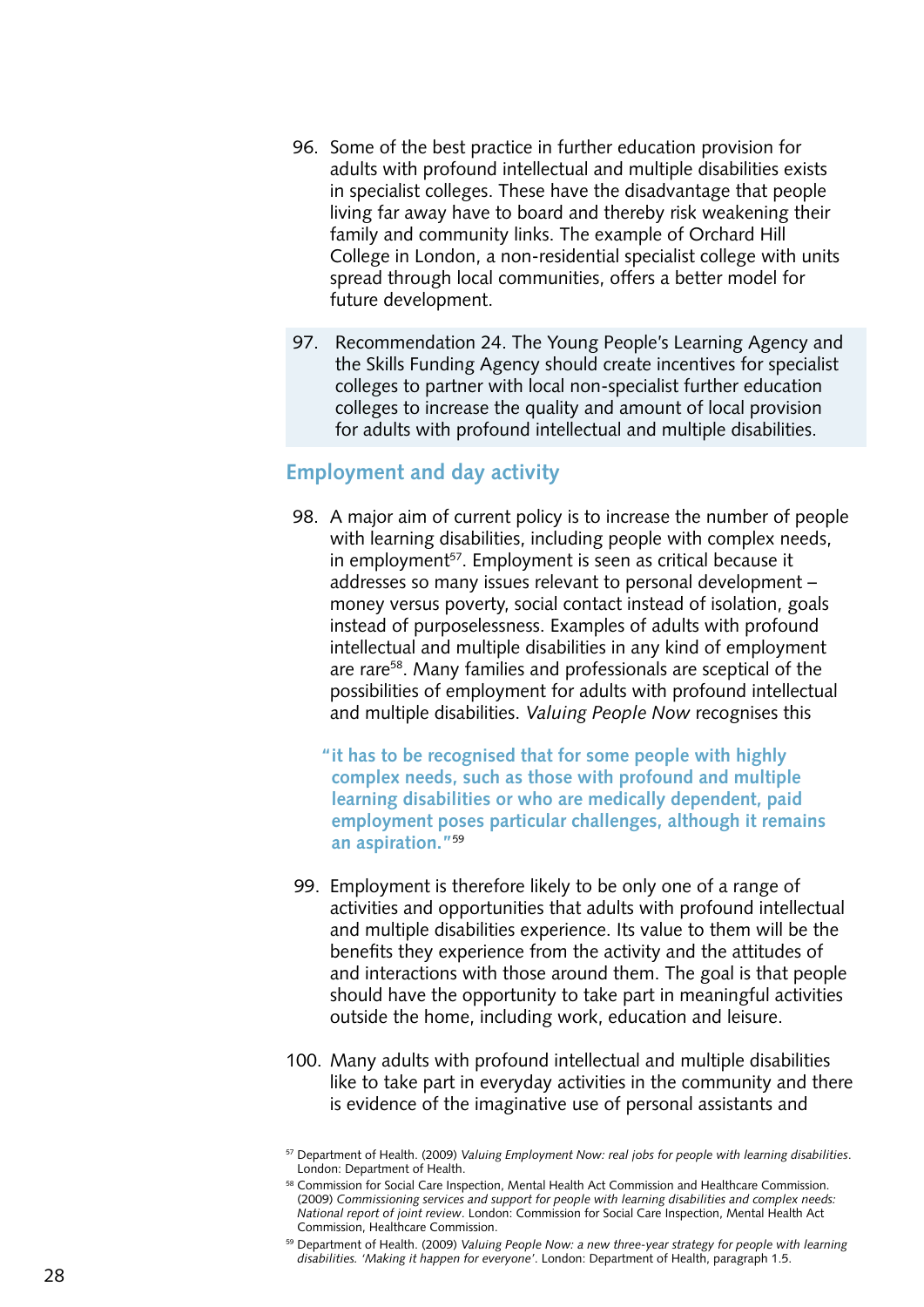96. Some of the best practice in further education provision for adults with profound intellectual and multiple disabilities exists in specialist colleges. These have the disadvantage that people living far away have to board and thereby risk weakening their family and community links. The example of Orchard Hill College in London, a non-residential specialist college with units spread through local communities, offers a better model for future development.

97. Recommendation 24. The Young People's Learning Agency and the Skills Funding Agency should create incentives for specialist colleges to partner with local non-specialist further education colleges to increase the quality and amount of local provision for adults with profound intellectual and multiple disabilities.

## Employment and day activity

98. A major aim of current policy is to increase the number of people with learning disabilities, including people with complex needs, in employment[57]. Employment is seen as critical because it addresses so many issues relevant to personal development – money versus poverty, social contact instead of isolation, goals instead of purposelessness. Examples of adults with profound intellectual and multiple disabilities in any kind of employment are rare[58]. Many families and professionals are sceptical of the possibilities of employment for adults with profound intellectual and multiple disabilities. *Valuing People Now* recognises this

> **"it has to be recognised that for some people with highly complex needs, such as those with profound and multiple learning disabilities or who are medically dependent, paid employment poses particular challenges, although it remains an aspiration."**[59]

99. Employment is therefore likely to be only one of a range of activities and opportunities that adults with profound intellectual and multiple disabilities experience. Its value to them will be the benefits they experience from the activity and the attitudes of and interactions with those around them. The goal is that people should have the opportunity to take part in meaningful activities outside the home, including work, education and leisure.

100. Many adults with profound intellectual and multiple disabilities like to take part in everyday activities in the community and there is evidence of the imaginative use of personal assistants and

---

[57] Department of Health. (2009) *Valuing Employment Now: real jobs for people with learning disabilities*. London: Department of Health.

[58] Commission for Social Care Inspection, Mental Health Act Commission and Healthcare Commission. (2009) *Commissioning services and support for people with learning disabilities and complex needs: National report of joint review*. London: Commission for Social Care Inspection, Mental Health Act Commission, Healthcare Commission.

[59] Department of Health. (2009) *Valuing People Now: a new three-year strategy for people with learning disabilities. 'Making it happen for everyone'*. London: Department of Health, paragraph 1.5.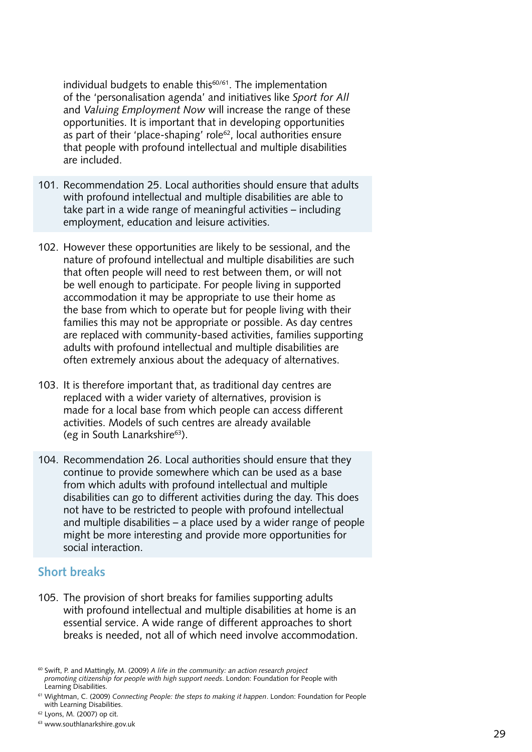individual budgets to enable this[60/61]. The implementation of the 'personalisation agenda' and initiatives like *Sport for All* and *Valuing Employment Now* will increase the range of these opportunities. It is important that in developing opportunities as part of their 'place-shaping' role[62], local authorities ensure that people with profound intellectual and multiple disabilities are included.

101. Recommendation 25. Local authorities should ensure that adults with profound intellectual and multiple disabilities are able to take part in a wide range of meaningful activities – including employment, education and leisure activities.

102. However these opportunities are likely to be sessional, and the nature of profound intellectual and multiple disabilities are such that often people will need to rest between them, or will not be well enough to participate. For people living in supported accommodation it may be appropriate to use their home as the base from which to operate but for people living with their families this may not be appropriate or possible. As day centres are replaced with community-based activities, families supporting adults with profound intellectual and multiple disabilities are often extremely anxious about the adequacy of alternatives.

103. It is therefore important that, as traditional day centres are replaced with a wider variety of alternatives, provision is made for a local base from which people can access different activities. Models of such centres are already available (eg in South Lanarkshire[63]).

104. Recommendation 26. Local authorities should ensure that they continue to provide somewhere which can be used as a base from which adults with profound intellectual and multiple disabilities can go to different activities during the day. This does not have to be restricted to people with profound intellectual and multiple disabilities – a place used by a wider range of people might be more interesting and provide more opportunities for social interaction.

## Short breaks

105. The provision of short breaks for families supporting adults with profound intellectual and multiple disabilities at home is an essential service. A wide range of different approaches to short breaks is needed, not all of which need involve accommodation.

---

[60] Swift, P. and Mattingly, M. (2009) *A life in the community: an action research project promoting citizenship for people with high support needs*. London: Foundation for People with Learning Disabilities.

[61] Wightman, C. (2009) *Connecting People: the steps to making it happen*. London: Foundation for People with Learning Disabilities.

[62] Lyons, M. (2007) op cit.

[63] www.southlanarkshire.gov.uk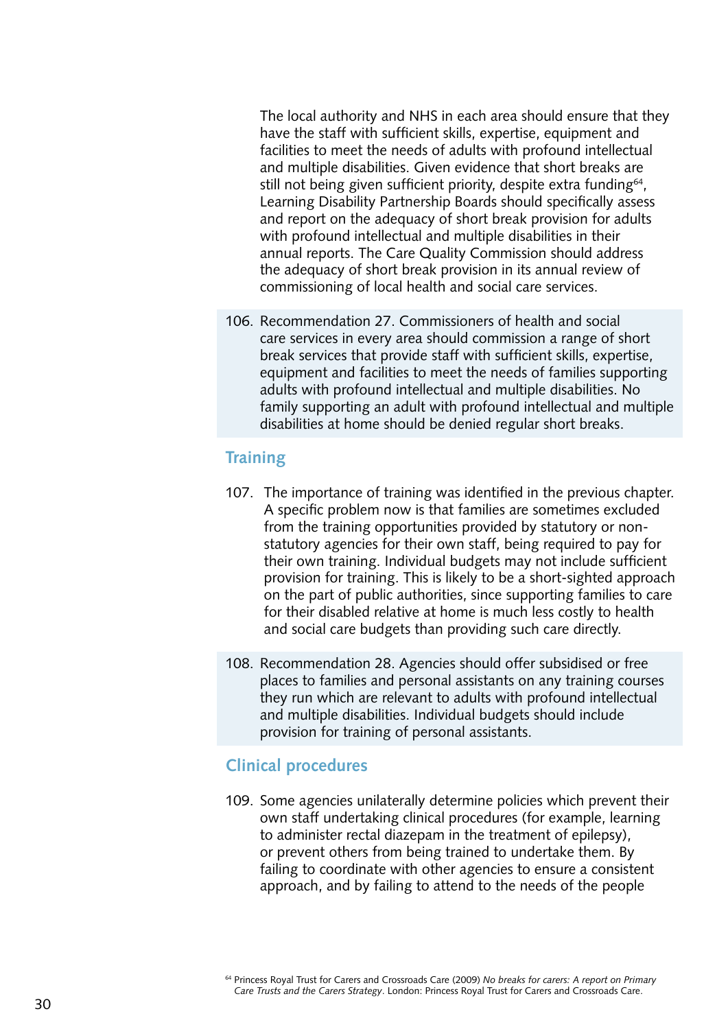The local authority and NHS in each area should ensure that they have the staff with sufficient skills, expertise, equipment and facilities to meet the needs of adults with profound intellectual and multiple disabilities. Given evidence that short breaks are still not being given sufficient priority, despite extra funding[64], Learning Disability Partnership Boards should specifically assess and report on the adequacy of short break provision for adults with profound intellectual and multiple disabilities in their annual reports. The Care Quality Commission should address the adequacy of short break provision in its annual review of commissioning of local health and social care services.

106. Recommendation 27. Commissioners of health and social care services in every area should commission a range of short break services that provide staff with sufficient skills, expertise, equipment and facilities to meet the needs of families supporting adults with profound intellectual and multiple disabilities. No family supporting an adult with profound intellectual and multiple disabilities at home should be denied regular short breaks.

## Training

107. The importance of training was identified in the previous chapter. A specific problem now is that families are sometimes excluded from the training opportunities provided by statutory or non-statutory agencies for their own staff, being required to pay for their own training. Individual budgets may not include sufficient provision for training. This is likely to be a short-sighted approach on the part of public authorities, since supporting families to care for their disabled relative at home is much less costly to health and social care budgets than providing such care directly.

108. Recommendation 28. Agencies should offer subsidised or free places to families and personal assistants on any training courses they run which are relevant to adults with profound intellectual and multiple disabilities. Individual budgets should include provision for training of personal assistants.

## Clinical procedures

109. Some agencies unilaterally determine policies which prevent their own staff undertaking clinical procedures (for example, learning to administer rectal diazepam in the treatment of epilepsy), or prevent others from being trained to undertake them. By failing to coordinate with other agencies to ensure a consistent approach, and by failing to attend to the needs of the people

[64] Princess Royal Trust for Carers and Crossroads Care (2009) *No breaks for carers: A report on Primary Care Trusts and the Carers Strategy*. London: Princess Royal Trust for Carers and Crossroads Care.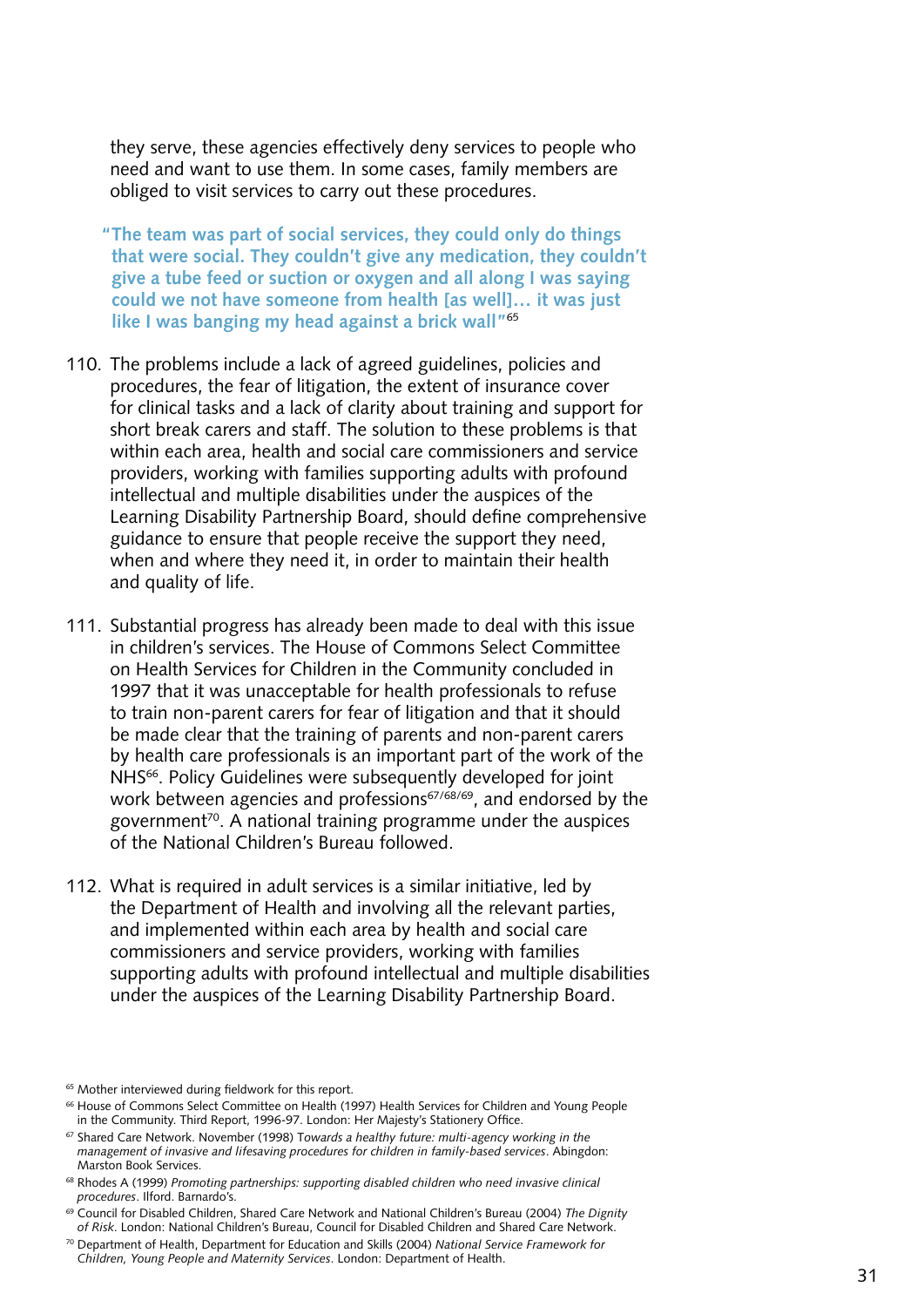they serve, these agencies effectively deny services to people who need and want to use them. In some cases, family members are obliged to visit services to carry out these procedures.

> **"The team was part of social services, they could only do things that were social. They couldn't give any medication, they couldn't give a tube feed or suction or oxygen and all along I was saying could we not have someone from health [as well]… it was just like I was banging my head against a brick wall"**[65]

110. The problems include a lack of agreed guidelines, policies and procedures, the fear of litigation, the extent of insurance cover for clinical tasks and a lack of clarity about training and support for short break carers and staff. The solution to these problems is that within each area, health and social care commissioners and service providers, working with families supporting adults with profound intellectual and multiple disabilities under the auspices of the Learning Disability Partnership Board, should define comprehensive guidance to ensure that people receive the support they need, when and where they need it, in order to maintain their health and quality of life.

111. Substantial progress has already been made to deal with this issue in children's services. The House of Commons Select Committee on Health Services for Children in the Community concluded in 1997 that it was unacceptable for health professionals to refuse to train non-parent carers for fear of litigation and that it should be made clear that the training of parents and non-parent carers by health care professionals is an important part of the work of the NHS[66]. Policy Guidelines were subsequently developed for joint work between agencies and professions[67/68/69], and endorsed by the government[70]. A national training programme under the auspices of the National Children's Bureau followed.

112. What is required in adult services is a similar initiative, led by the Department of Health and involving all the relevant parties, and implemented within each area by health and social care commissioners and service providers, working with families supporting adults with profound intellectual and multiple disabilities under the auspices of the Learning Disability Partnership Board.

---

[65] Mother interviewed during fieldwork for this report.

[66] House of Commons Select Committee on Health (1997) Health Services for Children and Young People in the Community. Third Report, 1996-97. London: Her Majesty's Stationery Office.

[67] Shared Care Network. November (1998) T*owards a healthy future: multi-agency working in the management of invasive and lifesaving procedures for children in family-based services*. Abingdon: Marston Book Services.

[68] Rhodes A (1999) *Promoting partnerships: supporting disabled children who need invasive clinical procedures*. Ilford. Barnardo's.

[69] Council for Disabled Children, Shared Care Network and National Children's Bureau (2004) *The Dignity of Risk*. London: National Children's Bureau, Council for Disabled Children and Shared Care Network.

[70] Department of Health, Department for Education and Skills (2004) *National Service Framework for Children, Young People and Maternity Services*. London: Department of Health.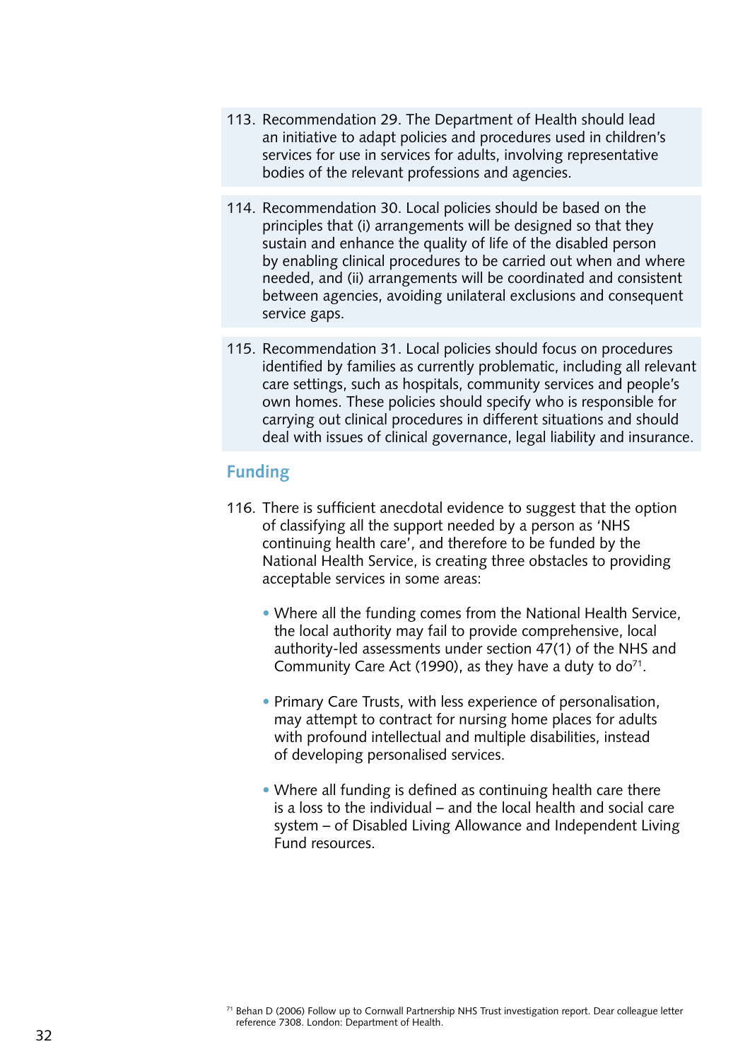113. Recommendation 29. The Department of Health should lead an initiative to adapt policies and procedures used in children's services for use in services for adults, involving representative bodies of the relevant professions and agencies.

114. Recommendation 30. Local policies should be based on the principles that (i) arrangements will be designed so that they sustain and enhance the quality of life of the disabled person by enabling clinical procedures to be carried out when and where needed, and (ii) arrangements will be coordinated and consistent between agencies, avoiding unilateral exclusions and consequent service gaps.

115. Recommendation 31. Local policies should focus on procedures identified by families as currently problematic, including all relevant care settings, such as hospitals, community services and people's own homes. These policies should specify who is responsible for carrying out clinical procedures in different situations and should deal with issues of clinical governance, legal liability and insurance.

## Funding

116. There is sufficient anecdotal evidence to suggest that the option of classifying all the support needed by a person as 'NHS continuing health care', and therefore to be funded by the National Health Service, is creating three obstacles to providing acceptable services in some areas:

   - Where all the funding comes from the National Health Service, the local authority may fail to provide comprehensive, local authority-led assessments under section 47(1) of the NHS and Community Care Act (1990), as they have a duty to do[71].

   - Primary Care Trusts, with less experience of personalisation, may attempt to contract for nursing home places for adults with profound intellectual and multiple disabilities, instead of developing personalised services.

   - Where all funding is defined as continuing health care there is a loss to the individual – and the local health and social care system – of Disabled Living Allowance and Independent Living Fund resources.

[71] Behan D (2006) Follow up to Cornwall Partnership NHS Trust investigation report. Dear colleague letter reference 7308. London: Department of Health.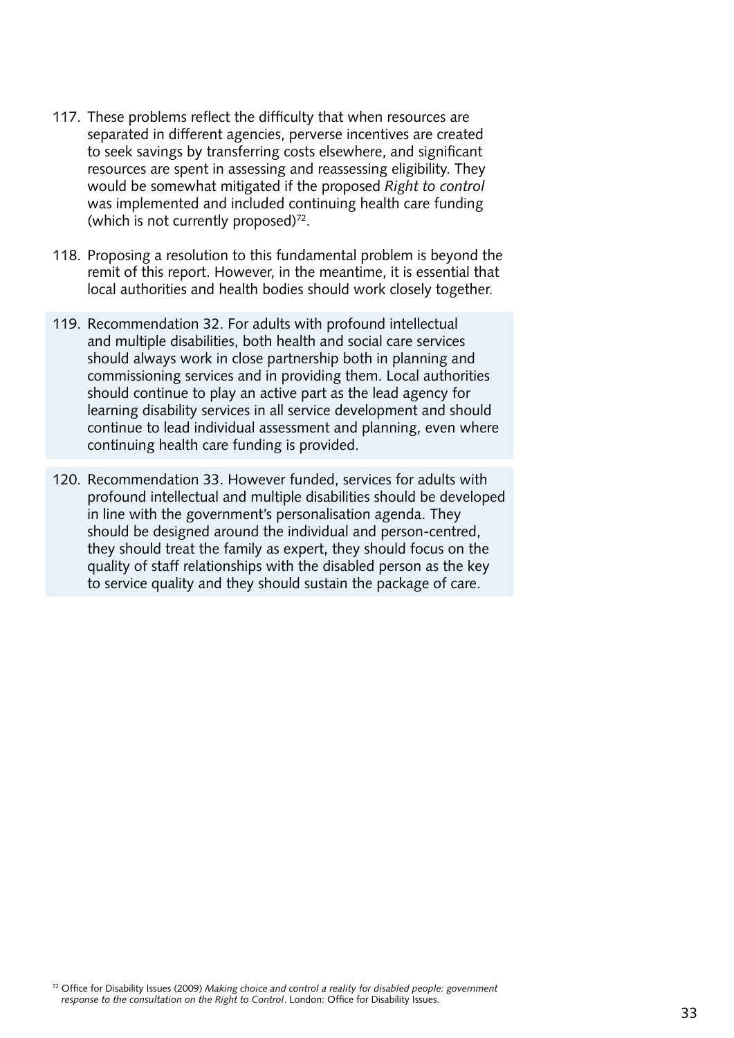117. These problems reflect the difficulty that when resources are separated in different agencies, perverse incentives are created to seek savings by transferring costs elsewhere, and significant resources are spent in assessing and reassessing eligibility. They would be somewhat mitigated if the proposed *Right to control* was implemented and included continuing health care funding (which is not currently proposed)[72].

118. Proposing a resolution to this fundamental problem is beyond the remit of this report. However, in the meantime, it is essential that local authorities and health bodies should work closely together.

119. Recommendation 32. For adults with profound intellectual and multiple disabilities, both health and social care services should always work in close partnership both in planning and commissioning services and in providing them. Local authorities should continue to play an active part as the lead agency for learning disability services in all service development and should continue to lead individual assessment and planning, even where continuing health care funding is provided.

120. Recommendation 33. However funded, services for adults with profound intellectual and multiple disabilities should be developed in line with the government's personalisation agenda. They should be designed around the individual and person-centred, they should treat the family as expert, they should focus on the quality of staff relationships with the disabled person as the key to service quality and they should sustain the package of care.

[72] Office for Disability Issues (2009) *Making choice and control a reality for disabled people: government response to the consultation on the Right to Control*. London: Office for Disability Issues.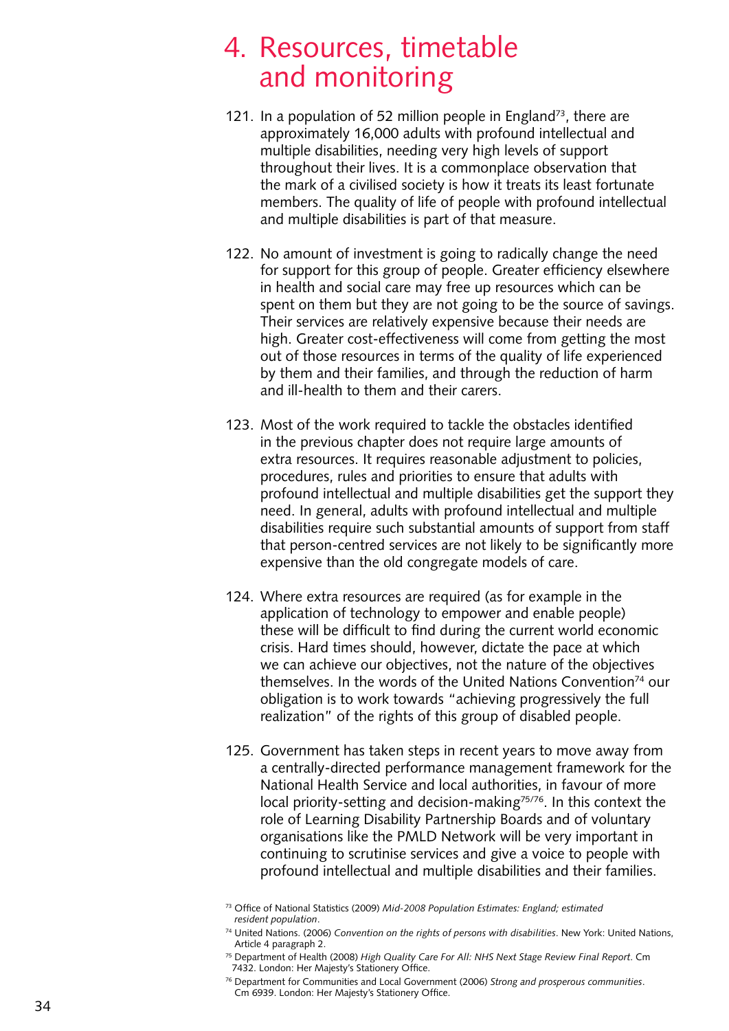# 4. Resources, timetable and monitoring

121. In a population of 52 million people in England[73], there are approximately 16,000 adults with profound intellectual and multiple disabilities, needing very high levels of support throughout their lives. It is a commonplace observation that the mark of a civilised society is how it treats its least fortunate members. The quality of life of people with profound intellectual and multiple disabilities is part of that measure.

122. No amount of investment is going to radically change the need for support for this group of people. Greater efficiency elsewhere in health and social care may free up resources which can be spent on them but they are not going to be the source of savings. Their services are relatively expensive because their needs are high. Greater cost-effectiveness will come from getting the most out of those resources in terms of the quality of life experienced by them and their families, and through the reduction of harm and ill-health to them and their carers.

123. Most of the work required to tackle the obstacles identified in the previous chapter does not require large amounts of extra resources. It requires reasonable adjustment to policies, procedures, rules and priorities to ensure that adults with profound intellectual and multiple disabilities get the support they need. In general, adults with profound intellectual and multiple disabilities require such substantial amounts of support from staff that person-centred services are not likely to be significantly more expensive than the old congregate models of care.

124. Where extra resources are required (as for example in the application of technology to empower and enable people) these will be difficult to find during the current world economic crisis. Hard times should, however, dictate the pace at which we can achieve our objectives, not the nature of the objectives themselves. In the words of the United Nations Convention[74] our obligation is to work towards "achieving progressively the full realization" of the rights of this group of disabled people.

125. Government has taken steps in recent years to move away from a centrally-directed performance management framework for the National Health Service and local authorities, in favour of more local priority-setting and decision-making[75/76]. In this context the role of Learning Disability Partnership Boards and of voluntary organisations like the PMLD Network will be very important in continuing to scrutinise services and give a voice to people with profound intellectual and multiple disabilities and their families.

---

[73] Office of National Statistics (2009) *Mid-2008 Population Estimates: England; estimated resident population*.

[74] United Nations. (2006) *Convention on the rights of persons with disabilities*. New York: United Nations, Article 4 paragraph 2.

[75] Department of Health (2008) *High Quality Care For All: NHS Next Stage Review Final Report*. Cm 7432. London: Her Majesty's Stationery Office.

[76] Department for Communities and Local Government (2006) *Strong and prosperous communities*. Cm 6939. London: Her Majesty's Stationery Office.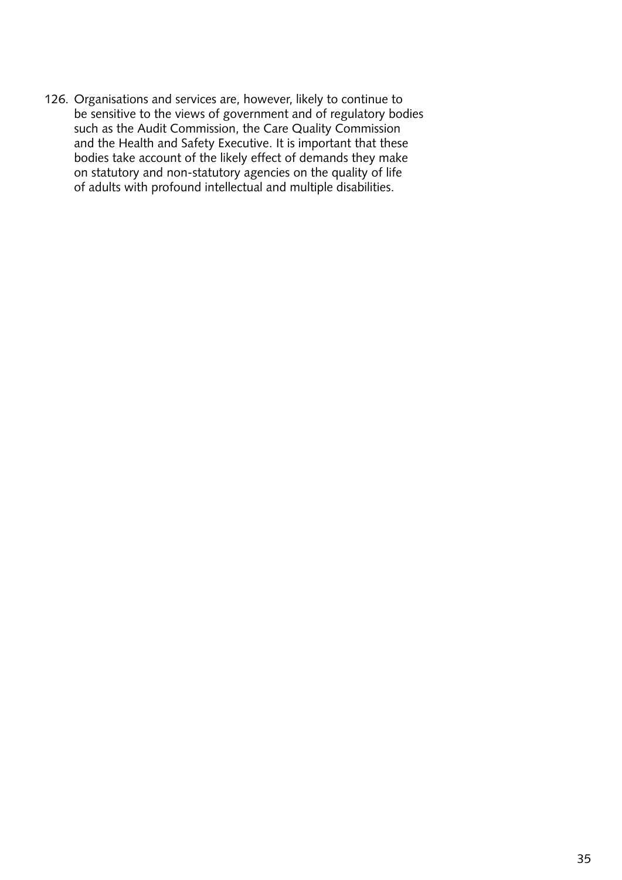126. Organisations and services are, however, likely to continue to be sensitive to the views of government and of regulatory bodies such as the Audit Commission, the Care Quality Commission and the Health and Safety Executive. It is important that these bodies take account of the likely effect of demands they make on statutory and non-statutory agencies on the quality of life of adults with profound intellectual and multiple disabilities.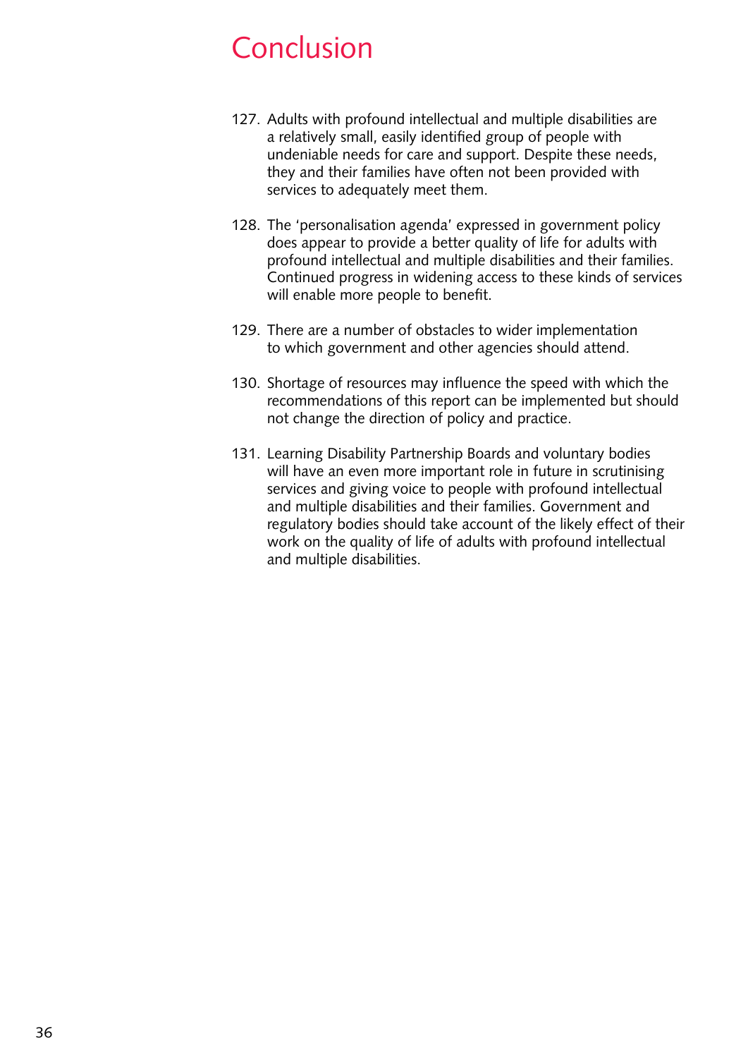# Conclusion

127. Adults with profound intellectual and multiple disabilities are a relatively small, easily identified group of people with undeniable needs for care and support. Despite these needs, they and their families have often not been provided with services to adequately meet them.

128. The 'personalisation agenda' expressed in government policy does appear to provide a better quality of life for adults with profound intellectual and multiple disabilities and their families. Continued progress in widening access to these kinds of services will enable more people to benefit.

129. There are a number of obstacles to wider implementation to which government and other agencies should attend.

130. Shortage of resources may influence the speed with which the recommendations of this report can be implemented but should not change the direction of policy and practice.

131. Learning Disability Partnership Boards and voluntary bodies will have an even more important role in future in scrutinising services and giving voice to people with profound intellectual and multiple disabilities and their families. Government and regulatory bodies should take account of the likely effect of their work on the quality of life of adults with profound intellectual and multiple disabilities.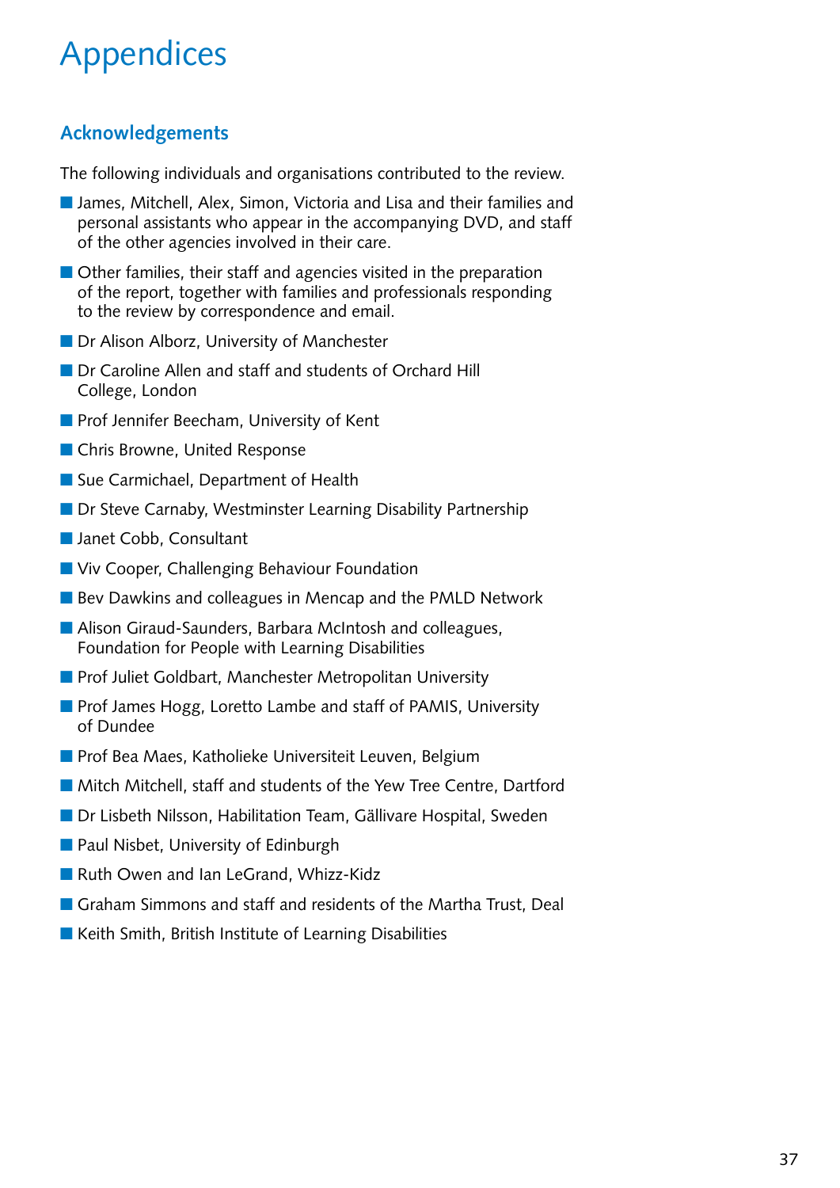# Appendices

## Acknowledgements

The following individuals and organisations contributed to the review.

- James, Mitchell, Alex, Simon, Victoria and Lisa and their families and personal assistants who appear in the accompanying DVD, and staff of the other agencies involved in their care.
- Other families, their staff and agencies visited in the preparation of the report, together with families and professionals responding to the review by correspondence and email.
- Dr Alison Alborz, University of Manchester
- Dr Caroline Allen and staff and students of Orchard Hill College, London
- Prof Jennifer Beecham, University of Kent
- Chris Browne, United Response
- Sue Carmichael, Department of Health
- Dr Steve Carnaby, Westminster Learning Disability Partnership
- Janet Cobb, Consultant
- Viv Cooper, Challenging Behaviour Foundation
- Bev Dawkins and colleagues in Mencap and the PMLD Network
- Alison Giraud-Saunders, Barbara McIntosh and colleagues, Foundation for People with Learning Disabilities
- Prof Juliet Goldbart, Manchester Metropolitan University
- Prof James Hogg, Loretto Lambe and staff of PAMIS, University of Dundee
- Prof Bea Maes, Katholieke Universiteit Leuven, Belgium
- Mitch Mitchell, staff and students of the Yew Tree Centre, Dartford
- Dr Lisbeth Nilsson, Habilitation Team, Gällivare Hospital, Sweden
- Paul Nisbet, University of Edinburgh
- Ruth Owen and Ian LeGrand, Whizz-Kidz
- Graham Simmons and staff and residents of the Martha Trust, Deal
- Keith Smith, British Institute of Learning Disabilities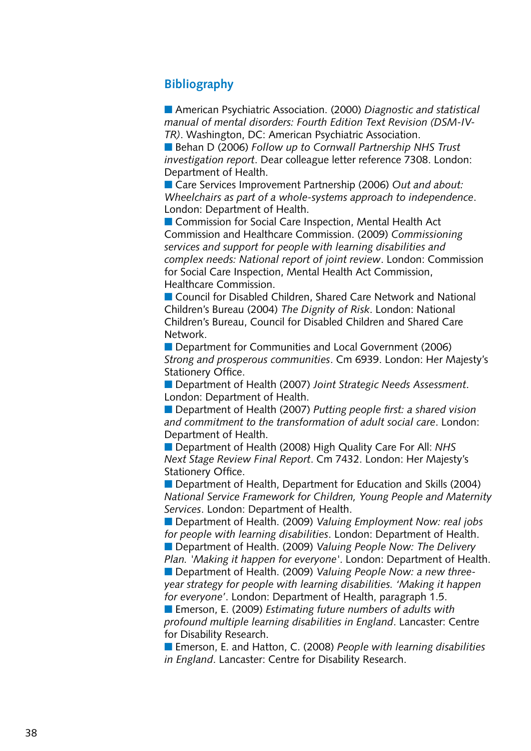## Bibliography

- American Psychiatric Association. (2000) *Diagnostic and statistical manual of mental disorders: Fourth Edition Text Revision (DSM-IV-TR)*. Washington, DC: American Psychiatric Association.
- Behan D (2006) *Follow up to Cornwall Partnership NHS Trust investigation report*. Dear colleague letter reference 7308. London: Department of Health.
- Care Services Improvement Partnership (2006) *Out and about: Wheelchairs as part of a whole-systems approach to independence*. London: Department of Health.
- Commission for Social Care Inspection, Mental Health Act Commission and Healthcare Commission. (2009) *Commissioning services and support for people with learning disabilities and complex needs: National report of joint review*. London: Commission for Social Care Inspection, Mental Health Act Commission, Healthcare Commission.
- Council for Disabled Children, Shared Care Network and National Children's Bureau (2004) *The Dignity of Risk*. London: National Children's Bureau, Council for Disabled Children and Shared Care Network.
- Department for Communities and Local Government (2006) *Strong and prosperous communities*. Cm 6939. London: Her Majesty's Stationery Office.
- Department of Health (2007) *Joint Strategic Needs Assessment*. London: Department of Health.
- Department of Health (2007) *Putting people first: a shared vision and commitment to the transformation of adult social care*. London: Department of Health.
- Department of Health (2008) High Quality Care For All: *NHS Next Stage Review Final Report*. Cm 7432. London: Her Majesty's Stationery Office.
- Department of Health, Department for Education and Skills (2004) *National Service Framework for Children, Young People and Maternity Services*. London: Department of Health.
- Department of Health. (2009) *Valuing Employment Now: real jobs for people with learning disabilities*. London: Department of Health.
- Department of Health. (2009) *Valuing People Now: The Delivery Plan. 'Making it happen for everyone'*. London: Department of Health.
- Department of Health. (2009) *Valuing People Now: a new three-year strategy for people with learning disabilities. 'Making it happen for everyone'*. London: Department of Health, paragraph 1.5.
- Emerson, E. (2009) *Estimating future numbers of adults with profound multiple learning disabilities in England*. Lancaster: Centre for Disability Research.
- Emerson, E. and Hatton, C. (2008) *People with learning disabilities in England*. Lancaster: Centre for Disability Research.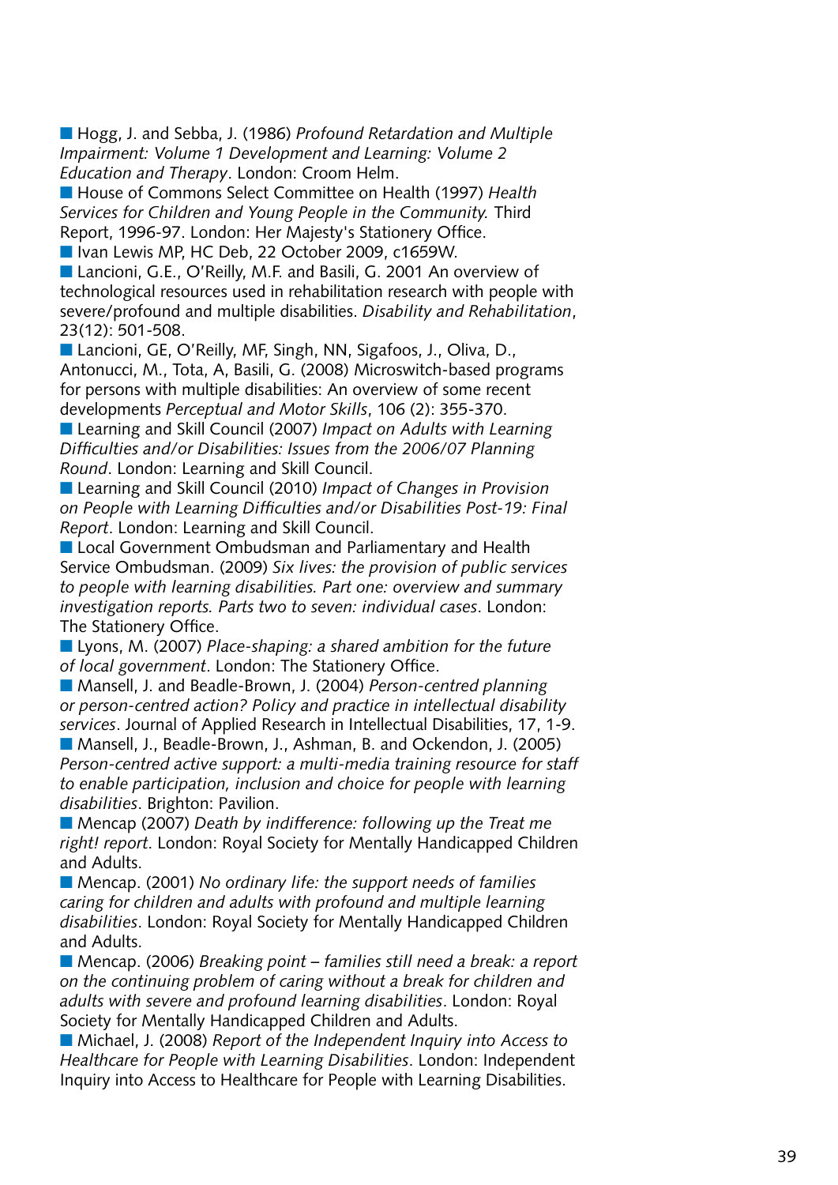- Hogg, J. and Sebba, J. (1986) *Profound Retardation and Multiple Impairment: Volume 1 Development and Learning: Volume 2 Education and Therapy*. London: Croom Helm.
- House of Commons Select Committee on Health (1997) *Health Services for Children and Young People in the Community.* Third Report, 1996-97. London: Her Majesty's Stationery Office.
- Ivan Lewis MP, HC Deb, 22 October 2009, c1659W.
- Lancioni, G.E., O'Reilly, M.F. and Basili, G. 2001 An overview of technological resources used in rehabilitation research with people with severe/profound and multiple disabilities. *Disability and Rehabilitation*, 23(12): 501-508.
- Lancioni, GE, O'Reilly, MF, Singh, NN, Sigafoos, J., Oliva, D., Antonucci, M., Tota, A, Basili, G. (2008) Microswitch-based programs for persons with multiple disabilities: An overview of some recent developments *Perceptual and Motor Skills*, 106 (2): 355-370.
- Learning and Skill Council (2007) *Impact on Adults with Learning Difficulties and/or Disabilities: Issues from the 2006/07 Planning Round*. London: Learning and Skill Council.
- Learning and Skill Council (2010) *Impact of Changes in Provision on People with Learning Difficulties and/or Disabilities Post-19: Final Report*. London: Learning and Skill Council.
- Local Government Ombudsman and Parliamentary and Health Service Ombudsman. (2009) *Six lives: the provision of public services to people with learning disabilities. Part one: overview and summary investigation reports. Parts two to seven: individual cases*. London: The Stationery Office.
- Lyons, M. (2007) *Place-shaping: a shared ambition for the future of local government*. London: The Stationery Office.
- Mansell, J. and Beadle-Brown, J. (2004) *Person-centred planning or person-centred action? Policy and practice in intellectual disability services*. Journal of Applied Research in Intellectual Disabilities, 17, 1-9.
- Mansell, J., Beadle-Brown, J., Ashman, B. and Ockendon, J. (2005) *Person-centred active support: a multi-media training resource for staff to enable participation, inclusion and choice for people with learning disabilities*. Brighton: Pavilion.
- Mencap (2007) *Death by indifference: following up the Treat me right! report*. London: Royal Society for Mentally Handicapped Children and Adults.
- Mencap. (2001) *No ordinary life: the support needs of families caring for children and adults with profound and multiple learning disabilities*. London: Royal Society for Mentally Handicapped Children and Adults.
- Mencap. (2006) *Breaking point – families still need a break: a report on the continuing problem of caring without a break for children and adults with severe and profound learning disabilities*. London: Royal Society for Mentally Handicapped Children and Adults.
- Michael, J. (2008) *Report of the Independent Inquiry into Access to Healthcare for People with Learning Disabilities*. London: Independent Inquiry into Access to Healthcare for People with Learning Disabilities.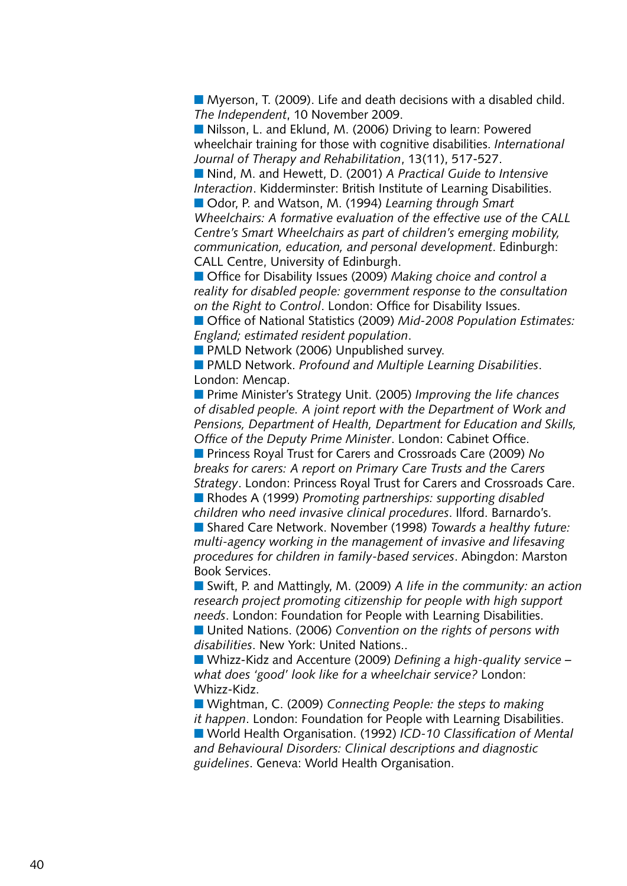- Myerson, T. (2009). Life and death decisions with a disabled child. *The Independent*, 10 November 2009.
- Nilsson, L. and Eklund, M. (2006) Driving to learn: Powered wheelchair training for those with cognitive disabilities. *International Journal of Therapy and Rehabilitation*, 13(11), 517-527.
- Nind, M. and Hewett, D. (2001) *A Practical Guide to Intensive Interaction*. Kidderminster: British Institute of Learning Disabilities.
- Odor, P. and Watson, M. (1994) *Learning through Smart Wheelchairs: A formative evaluation of the effective use of the CALL Centre's Smart Wheelchairs as part of children's emerging mobility, communication, education, and personal development*. Edinburgh: CALL Centre, University of Edinburgh.
- Office for Disability Issues (2009) *Making choice and control a reality for disabled people: government response to the consultation on the Right to Control*. London: Office for Disability Issues.
- Office of National Statistics (2009) *Mid-2008 Population Estimates: England; estimated resident population*.
- PMLD Network (2006) Unpublished survey.
- PMLD Network. *Profound and Multiple Learning Disabilities*. London: Mencap.
- Prime Minister's Strategy Unit. (2005) *Improving the life chances of disabled people. A joint report with the Department of Work and Pensions, Department of Health, Department for Education and Skills, Office of the Deputy Prime Minister*. London: Cabinet Office.
- Princess Royal Trust for Carers and Crossroads Care (2009) *No breaks for carers: A report on Primary Care Trusts and the Carers Strategy*. London: Princess Royal Trust for Carers and Crossroads Care.
- Rhodes A (1999) *Promoting partnerships: supporting disabled children who need invasive clinical procedures*. Ilford. Barnardo's.
- Shared Care Network. November (1998) *Towards a healthy future: multi-agency working in the management of invasive and lifesaving procedures for children in family-based services*. Abingdon: Marston Book Services.
- Swift, P. and Mattingly, M. (2009) *A life in the community: an action research project promoting citizenship for people with high support needs*. London: Foundation for People with Learning Disabilities.
- United Nations. (2006) *Convention on the rights of persons with disabilities*. New York: United Nations..
- Whizz-Kidz and Accenture (2009) *Defining a high-quality service – what does 'good' look like for a wheelchair service?* London: Whizz-Kidz.
- Wightman, C. (2009) *Connecting People: the steps to making it happen*. London: Foundation for People with Learning Disabilities.
- World Health Organisation. (1992) *ICD-10 Classification of Mental and Behavioural Disorders: Clinical descriptions and diagnostic guidelines*. Geneva: World Health Organisation.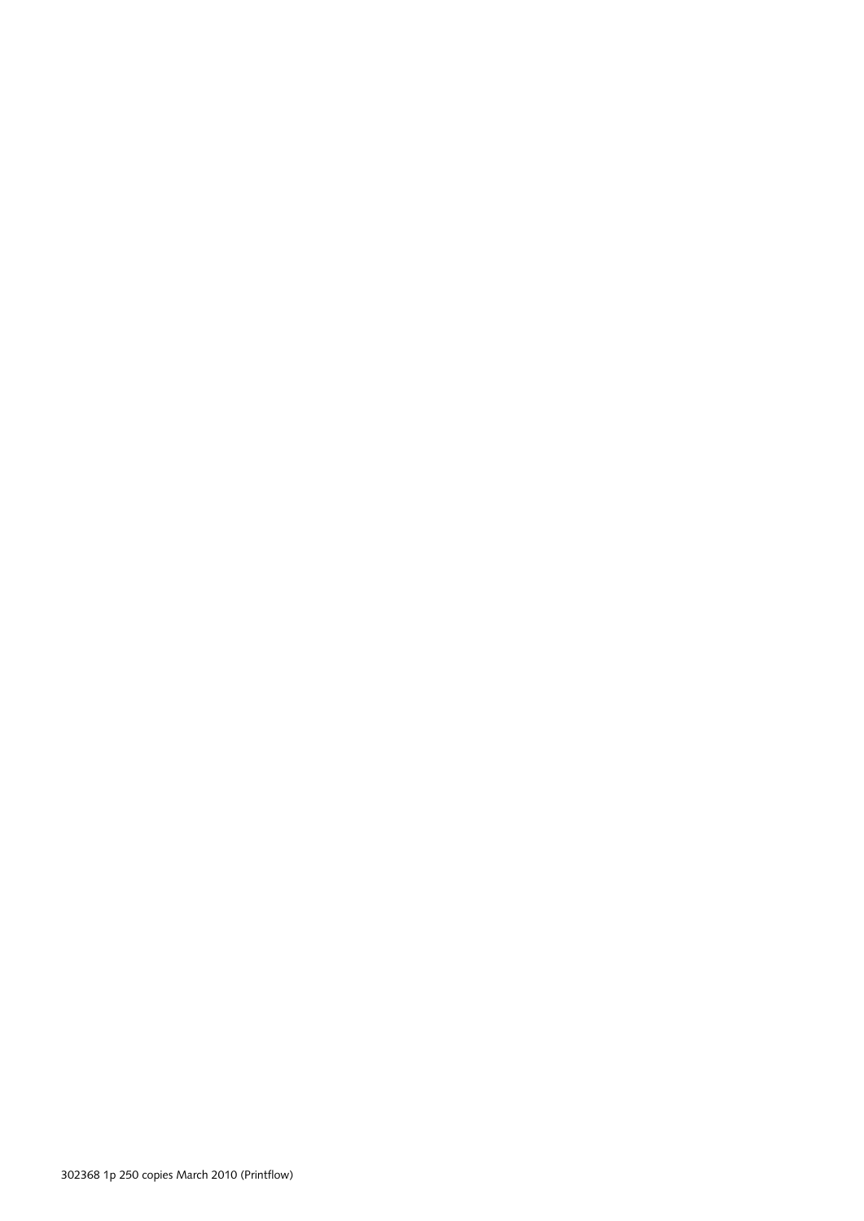302368 1p 250 copies March 2010 (Printflow)